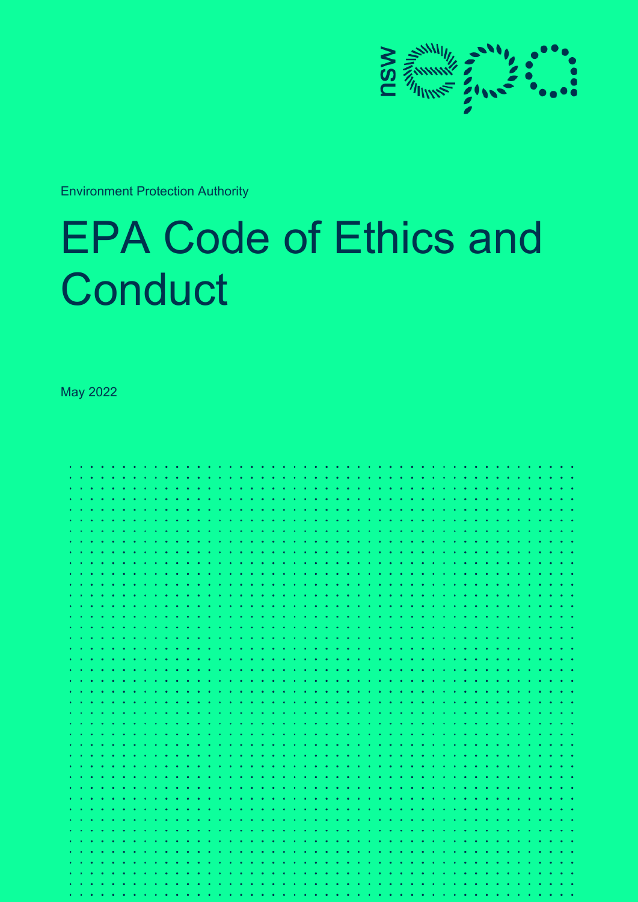Environment Protection Authority

# EPA Code of Ethics and Conduct

May 2022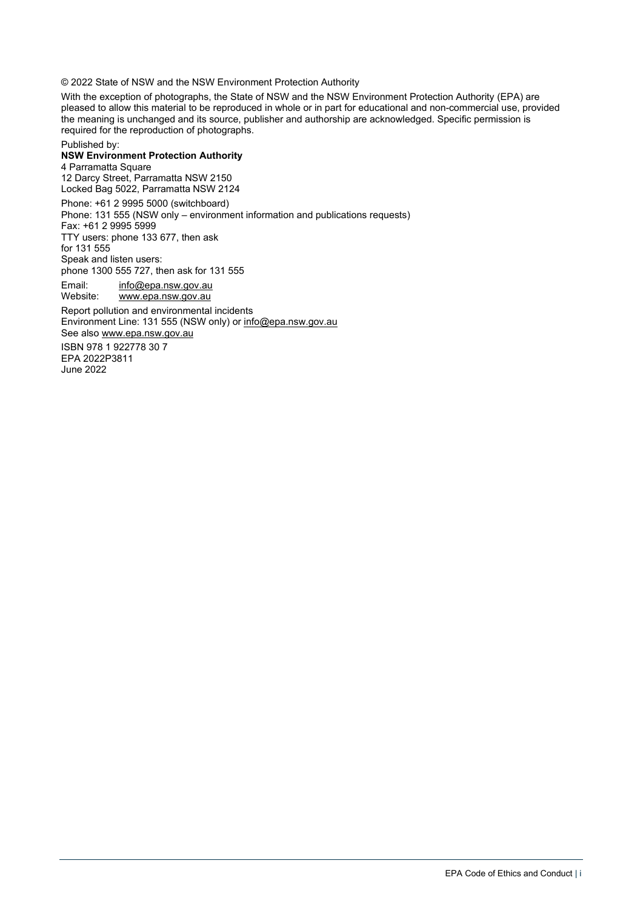© 2022 State of NSW and the NSW Environment Protection Authority

With the exception of photographs, the State of NSW and the NSW Environment Protection Authority (EPA) are pleased to allow this material to be reproduced in whole or in part for educational and non-commercial use, provided the meaning is unchanged and its source, publisher and authorship are acknowledged. Specific permission is required for the reproduction of photographs.

Published by:
**NSW Environment Protection Authority**
4 Parramatta Square
12 Darcy Street, Parramatta NSW 2150
Locked Bag 5022, Parramatta NSW 2124

Phone: +61 2 9995 5000 (switchboard)
Phone: 131 555 (NSW only – environment information and publications requests)
Fax: +61 2 9995 5999
TTY users: phone 133 677, then ask for 131 555
Speak and listen users: phone 1300 555 727, then ask for 131 555

Email: info@epa.nsw.gov.au
Website: www.epa.nsw.gov.au

Report pollution and environmental incidents
Environment Line: 131 555 (NSW only) or info@epa.nsw.gov.au
See also www.epa.nsw.gov.au

ISBN 978 1 922778 30 7
EPA 2022P3811
June 2022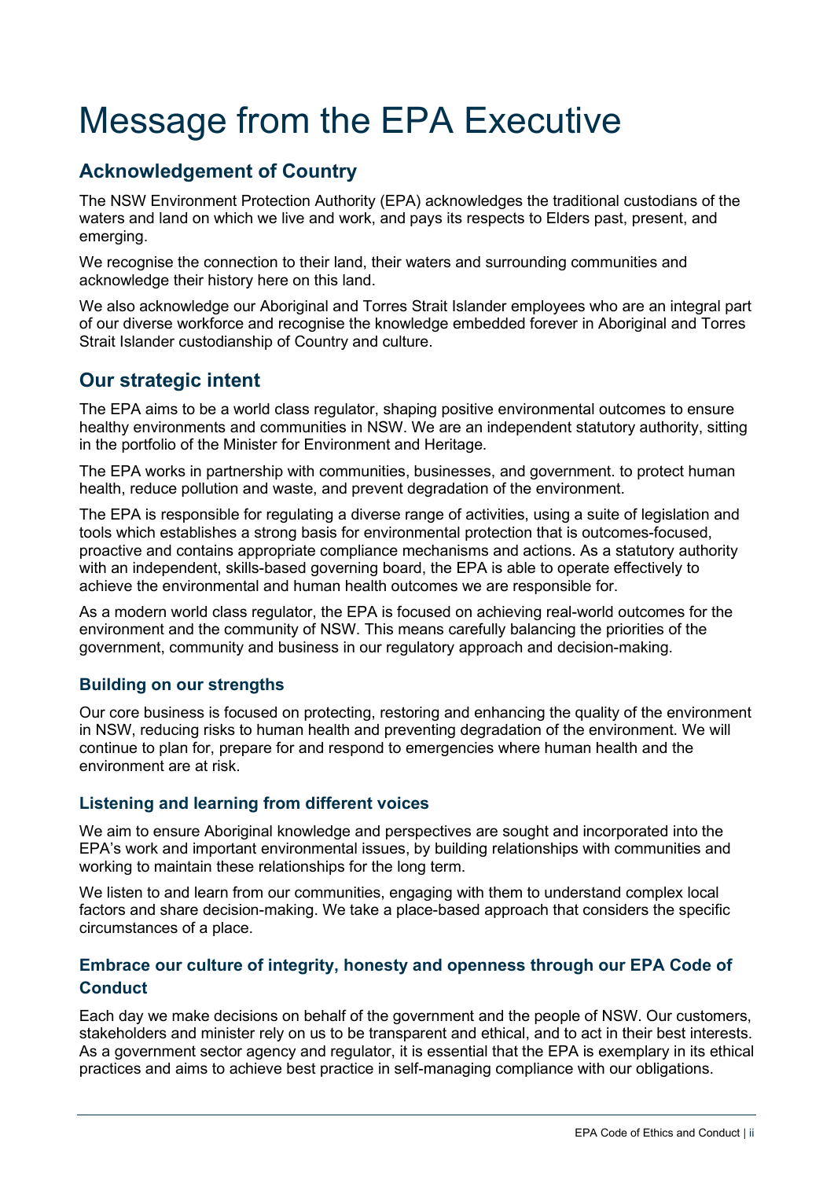# Message from the EPA Executive

## Acknowledgement of Country

The NSW Environment Protection Authority (EPA) acknowledges the traditional custodians of the waters and land on which we live and work, and pays its respects to Elders past, present, and emerging.

We recognise the connection to their land, their waters and surrounding communities and acknowledge their history here on this land.

We also acknowledge our Aboriginal and Torres Strait Islander employees who are an integral part of our diverse workforce and recognise the knowledge embedded forever in Aboriginal and Torres Strait Islander custodianship of Country and culture.

## Our strategic intent

The EPA aims to be a world class regulator, shaping positive environmental outcomes to ensure healthy environments and communities in NSW. We are an independent statutory authority, sitting in the portfolio of the Minister for Environment and Heritage.

The EPA works in partnership with communities, businesses, and government. to protect human health, reduce pollution and waste, and prevent degradation of the environment.

The EPA is responsible for regulating a diverse range of activities, using a suite of legislation and tools which establishes a strong basis for environmental protection that is outcomes-focused, proactive and contains appropriate compliance mechanisms and actions. As a statutory authority with an independent, skills-based governing board, the EPA is able to operate effectively to achieve the environmental and human health outcomes we are responsible for.

As a modern world class regulator, the EPA is focused on achieving real-world outcomes for the environment and the community of NSW. This means carefully balancing the priorities of the government, community and business in our regulatory approach and decision-making.

### Building on our strengths

Our core business is focused on protecting, restoring and enhancing the quality of the environment in NSW, reducing risks to human health and preventing degradation of the environment. We will continue to plan for, prepare for and respond to emergencies where human health and the environment are at risk.

### Listening and learning from different voices

We aim to ensure Aboriginal knowledge and perspectives are sought and incorporated into the EPA's work and important environmental issues, by building relationships with communities and working to maintain these relationships for the long term.

We listen to and learn from our communities, engaging with them to understand complex local factors and share decision-making. We take a place-based approach that considers the specific circumstances of a place.

### Embrace our culture of integrity, honesty and openness through our EPA Code of Conduct

Each day we make decisions on behalf of the government and the people of NSW. Our customers, stakeholders and minister rely on us to be transparent and ethical, and to act in their best interests. As a government sector agency and regulator, it is essential that the EPA is exemplary in its ethical practices and aims to achieve best practice in self-managing compliance with our obligations.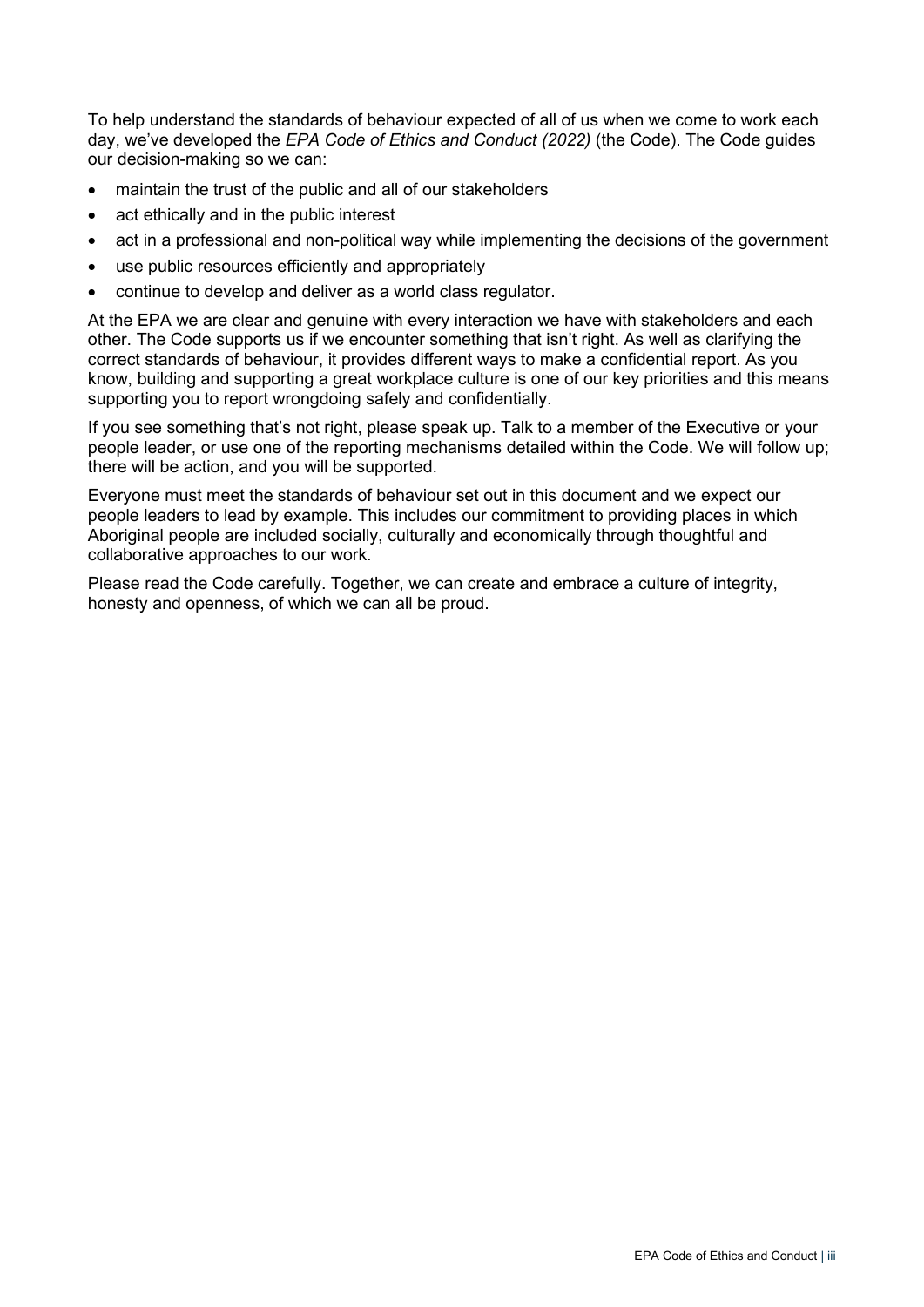To help understand the standards of behaviour expected of all of us when we come to work each day, we've developed the *EPA Code of Ethics and Conduct (2022)* (the Code). The Code guides our decision-making so we can:

- maintain the trust of the public and all of our stakeholders
- act ethically and in the public interest
- act in a professional and non-political way while implementing the decisions of the government
- use public resources efficiently and appropriately
- continue to develop and deliver as a world class regulator.

At the EPA we are clear and genuine with every interaction we have with stakeholders and each other. The Code supports us if we encounter something that isn't right. As well as clarifying the correct standards of behaviour, it provides different ways to make a confidential report. As you know, building and supporting a great workplace culture is one of our key priorities and this means supporting you to report wrongdoing safely and confidentially.

If you see something that's not right, please speak up. Talk to a member of the Executive or your people leader, or use one of the reporting mechanisms detailed within the Code. We will follow up; there will be action, and you will be supported.

Everyone must meet the standards of behaviour set out in this document and we expect our people leaders to lead by example. This includes our commitment to providing places in which Aboriginal people are included socially, culturally and economically through thoughtful and collaborative approaches to our work.

Please read the Code carefully. Together, we can create and embrace a culture of integrity, honesty and openness, of which we can all be proud.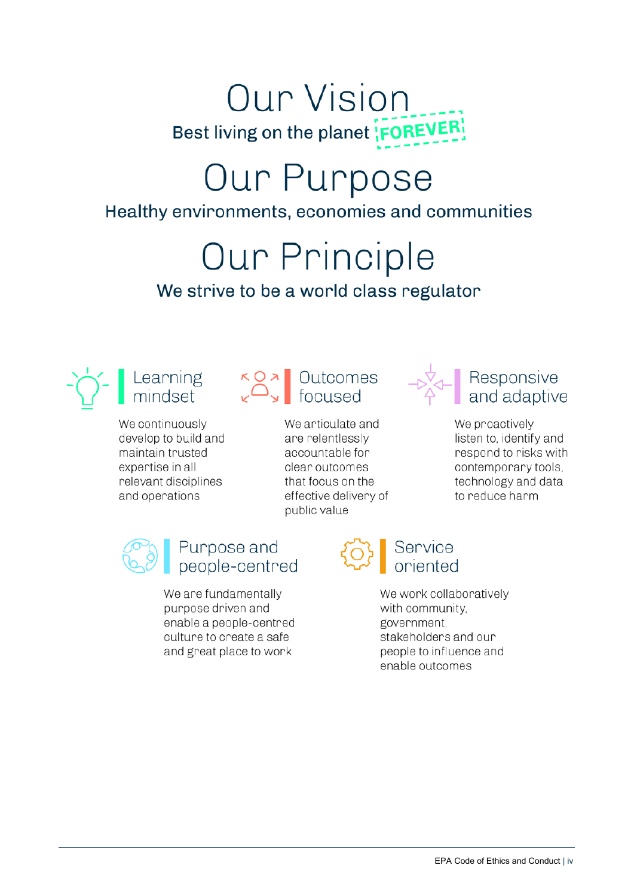# Our Vision

Best living on the planet **FOREVER**

# Our Purpose

Healthy environments, economies and communities

# Our Principle

We strive to be a world class regulator

## Learning mindset

We continuously develop to build and maintain trusted expertise in all relevant disciplines and operations

## Outcomes focused

We articulate and are relentlessly accountable for clear outcomes that focus on the effective delivery of public value

## Responsive and adaptive

We proactively listen to, identify and respond to risks with contemporary tools, technology and data to reduce harm

## Purpose and people-centred

We are fundamentally purpose driven and enable a people-centred culture to create a safe and great place to work

## Service oriented

We work collaboratively with community, government, stakeholders and our people to influence and enable outcomes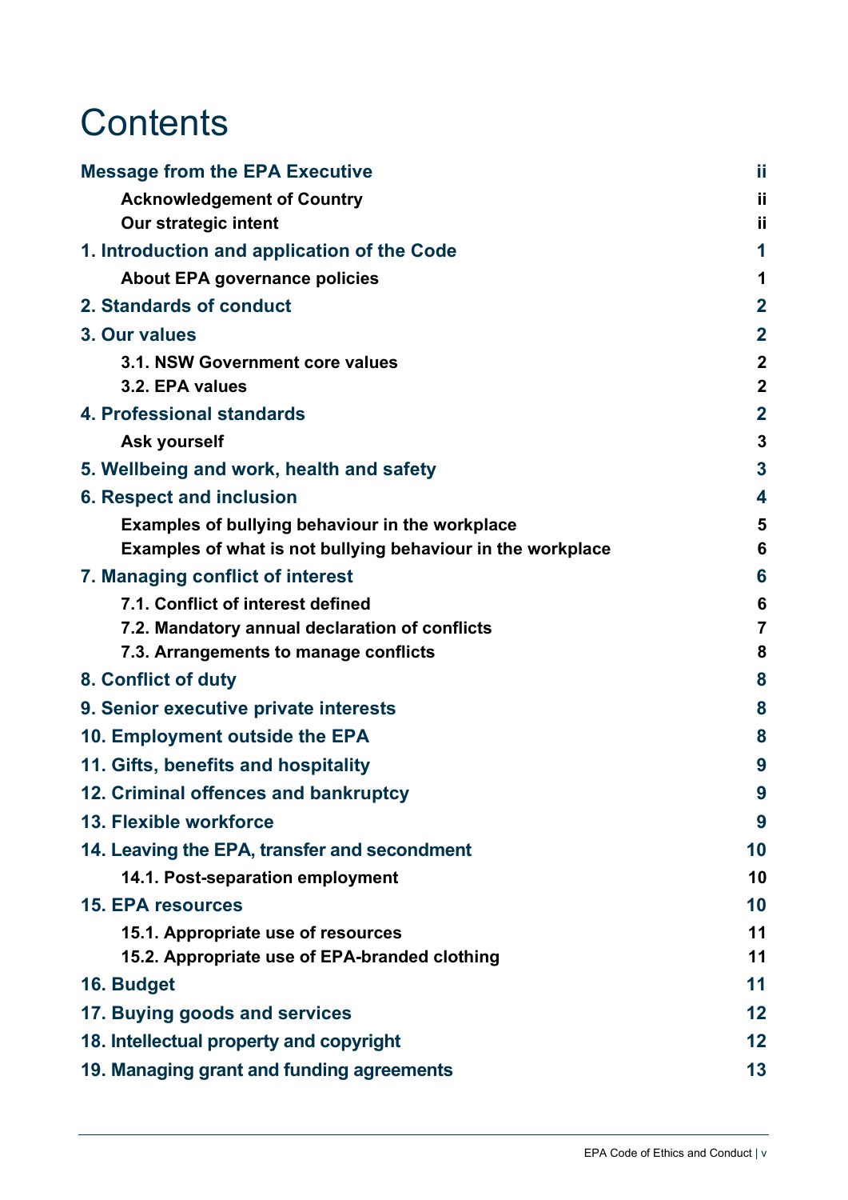# Contents

| | |
|---|---|
| **Message from the EPA Executive** | **ii** |
| **Acknowledgement of Country** | **ii** |
| **Our strategic intent** | **ii** |
| **1. Introduction and application of the Code** | **1** |
| **About EPA governance policies** | **1** |
| **2. Standards of conduct** | **2** |
| **3. Our values** | **2** |
| **3.1. NSW Government core values** | **2** |
| **3.2. EPA values** | **2** |
| **4. Professional standards** | **2** |
| **Ask yourself** | **3** |
| **5. Wellbeing and work, health and safety** | **3** |
| **6. Respect and inclusion** | **4** |
| **Examples of bullying behaviour in the workplace** | **5** |
| **Examples of what is not bullying behaviour in the workplace** | **6** |
| **7. Managing conflict of interest** | **6** |
| **7.1. Conflict of interest defined** | **6** |
| **7.2. Mandatory annual declaration of conflicts** | **7** |
| **7.3. Arrangements to manage conflicts** | **8** |
| **8. Conflict of duty** | **8** |
| **9. Senior executive private interests** | **8** |
| **10. Employment outside the EPA** | **8** |
| **11. Gifts, benefits and hospitality** | **9** |
| **12. Criminal offences and bankruptcy** | **9** |
| **13. Flexible workforce** | **9** |
| **14. Leaving the EPA, transfer and secondment** | **10** |
| **14.1. Post-separation employment** | **10** |
| **15. EPA resources** | **10** |
| **15.1. Appropriate use of resources** | **11** |
| **15.2. Appropriate use of EPA-branded clothing** | **11** |
| **16. Budget** | **11** |
| **17. Buying goods and services** | **12** |
| **18. Intellectual property and copyright** | **12** |
| **19. Managing grant and funding agreements** | **13** |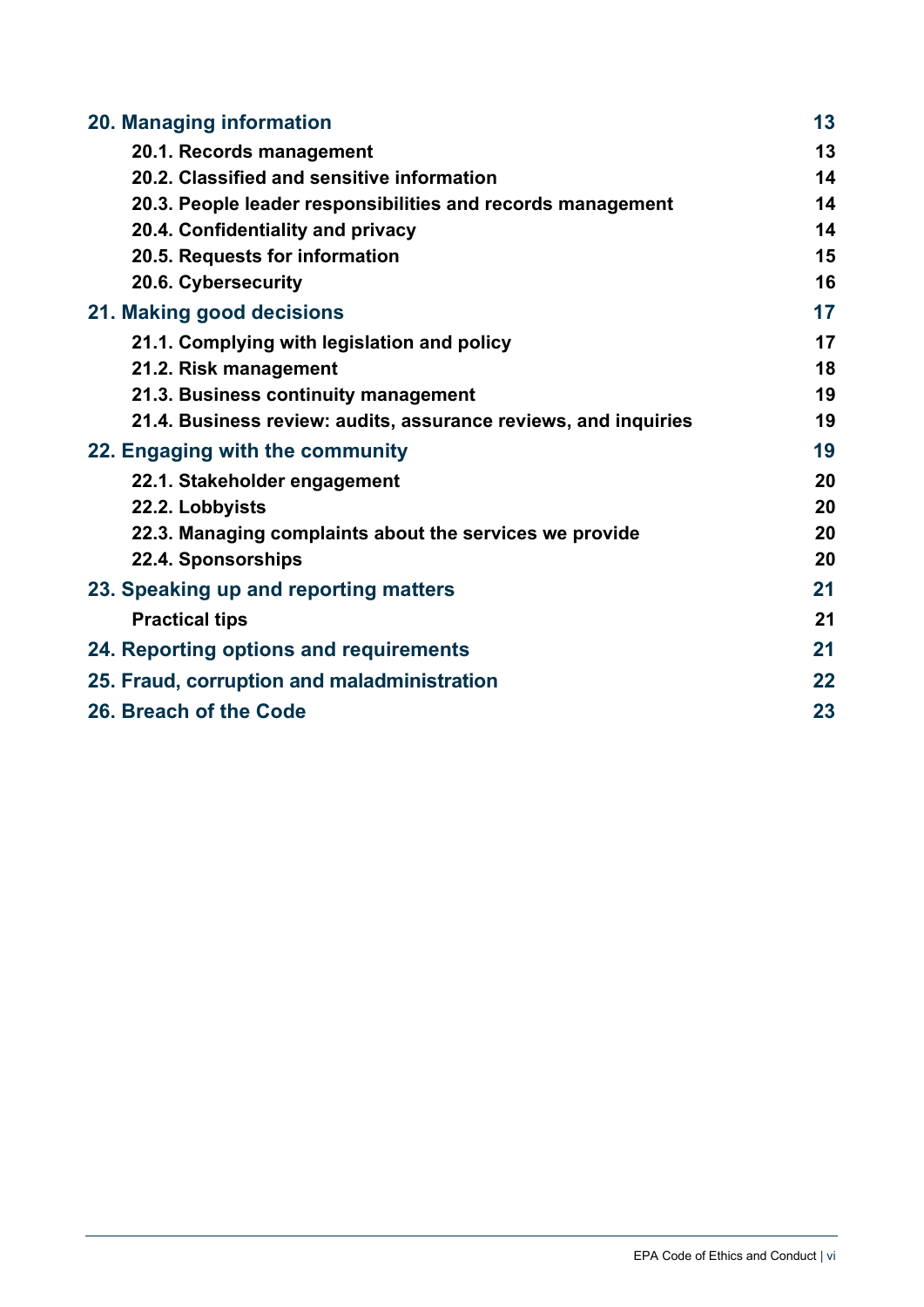| | |
|---|---|
| **20. Managing information** | **13** |
| 20.1. Records management | 13 |
| 20.2. Classified and sensitive information | 14 |
| 20.3. People leader responsibilities and records management | 14 |
| 20.4. Confidentiality and privacy | 14 |
| 20.5. Requests for information | 15 |
| 20.6. Cybersecurity | 16 |
| **21. Making good decisions** | **17** |
| 21.1. Complying with legislation and policy | 17 |
| 21.2. Risk management | 18 |
| 21.3. Business continuity management | 19 |
| 21.4. Business review: audits, assurance reviews, and inquiries | 19 |
| **22. Engaging with the community** | **19** |
| 22.1. Stakeholder engagement | 20 |
| 22.2. Lobbyists | 20 |
| 22.3. Managing complaints about the services we provide | 20 |
| 22.4. Sponsorships | 20 |
| **23. Speaking up and reporting matters** | **21** |
| Practical tips | 21 |
| **24. Reporting options and requirements** | **21** |
| **25. Fraud, corruption and maladministration** | **22** |
| **26. Breach of the Code** | **23** |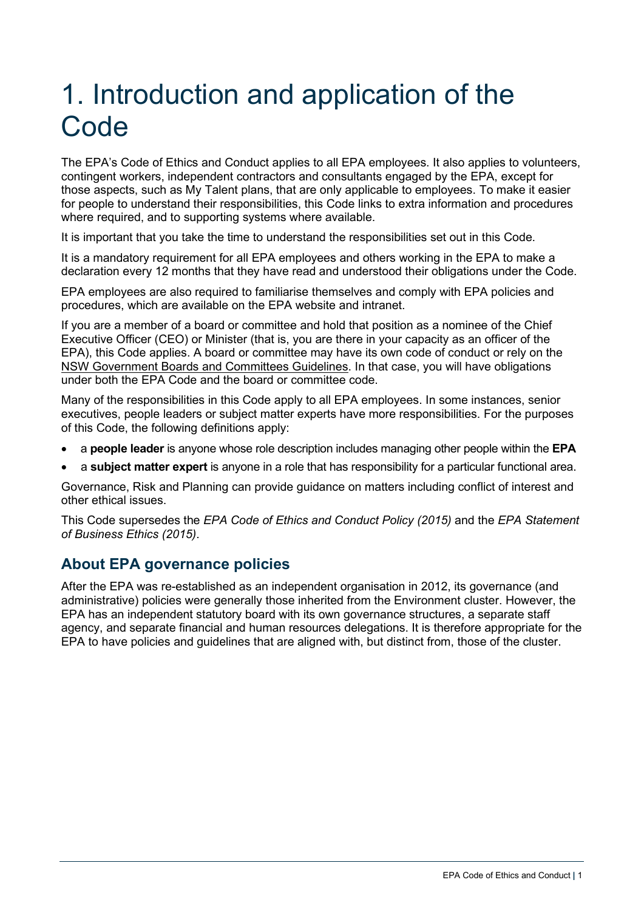# 1. Introduction and application of the Code

The EPA's Code of Ethics and Conduct applies to all EPA employees. It also applies to volunteers, contingent workers, independent contractors and consultants engaged by the EPA, except for those aspects, such as My Talent plans, that are only applicable to employees. To make it easier for people to understand their responsibilities, this Code links to extra information and procedures where required, and to supporting systems where available.

It is important that you take the time to understand the responsibilities set out in this Code.

It is a mandatory requirement for all EPA employees and others working in the EPA to make a declaration every 12 months that they have read and understood their obligations under the Code.

EPA employees are also required to familiarise themselves and comply with EPA policies and procedures, which are available on the EPA website and intranet.

If you are a member of a board or committee and hold that position as a nominee of the Chief Executive Officer (CEO) or Minister (that is, you are there in your capacity as an officer of the EPA), this Code applies. A board or committee may have its own code of conduct or rely on the NSW Government Boards and Committees Guidelines. In that case, you will have obligations under both the EPA Code and the board or committee code.

Many of the responsibilities in this Code apply to all EPA employees. In some instances, senior executives, people leaders or subject matter experts have more responsibilities. For the purposes of this Code, the following definitions apply:

- a **people leader** is anyone whose role description includes managing other people within the **EPA**
- a **subject matter expert** is anyone in a role that has responsibility for a particular functional area.

Governance, Risk and Planning can provide guidance on matters including conflict of interest and other ethical issues.

This Code supersedes the *EPA Code of Ethics and Conduct Policy (2015)* and the *EPA Statement of Business Ethics (2015)*.

## About EPA governance policies

After the EPA was re-established as an independent organisation in 2012, its governance (and administrative) policies were generally those inherited from the Environment cluster. However, the EPA has an independent statutory board with its own governance structures, a separate staff agency, and separate financial and human resources delegations. It is therefore appropriate for the EPA to have policies and guidelines that are aligned with, but distinct from, those of the cluster.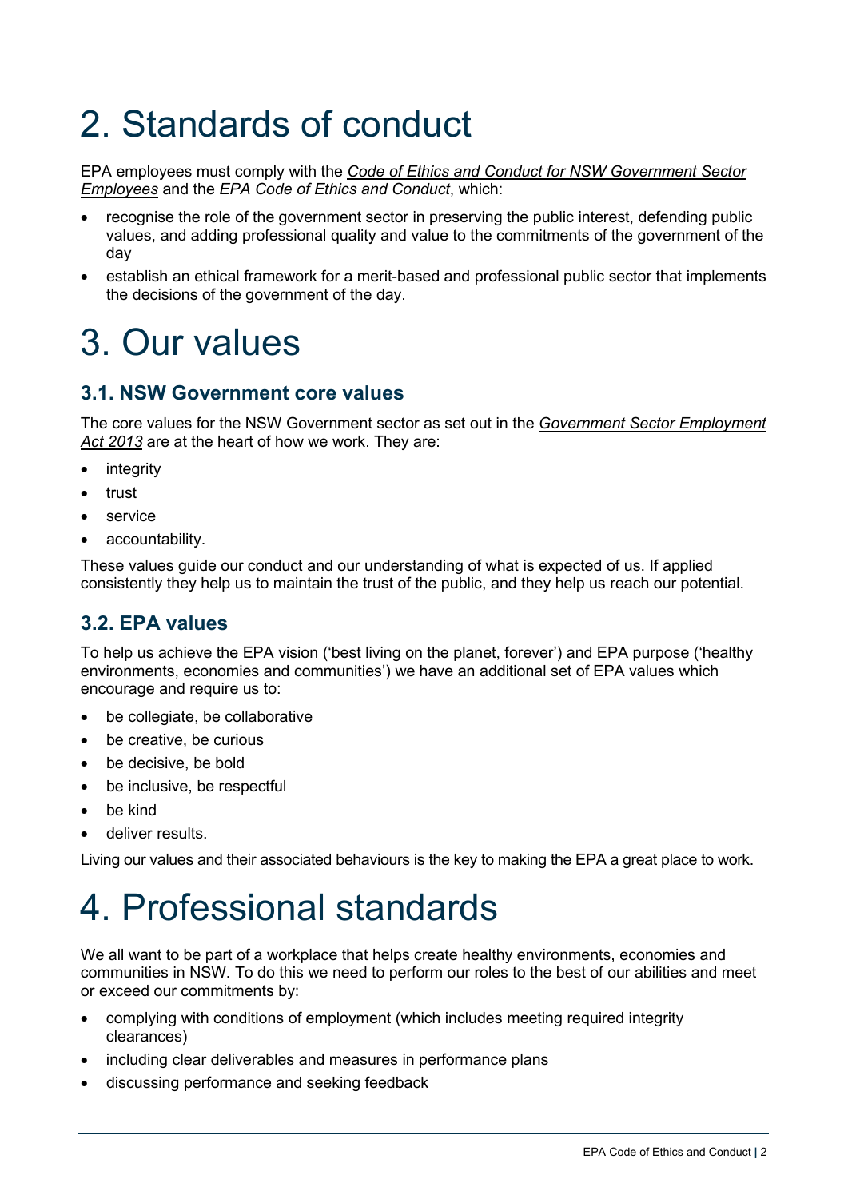# 2. Standards of conduct

EPA employees must comply with the *Code of Ethics and Conduct for NSW Government Sector Employees* and the *EPA Code of Ethics and Conduct*, which:

- recognise the role of the government sector in preserving the public interest, defending public values, and adding professional quality and value to the commitments of the government of the day
- establish an ethical framework for a merit-based and professional public sector that implements the decisions of the government of the day.

# 3. Our values

## 3.1. NSW Government core values

The core values for the NSW Government sector as set out in the *Government Sector Employment Act 2013* are at the heart of how we work. They are:

- integrity
- trust
- service
- accountability.

These values guide our conduct and our understanding of what is expected of us. If applied consistently they help us to maintain the trust of the public, and they help us reach our potential.

## 3.2. EPA values

To help us achieve the EPA vision ('best living on the planet, forever') and EPA purpose ('healthy environments, economies and communities') we have an additional set of EPA values which encourage and require us to:

- be collegiate, be collaborative
- be creative, be curious
- be decisive, be bold
- be inclusive, be respectful
- be kind
- deliver results.

Living our values and their associated behaviours is the key to making the EPA a great place to work.

# 4. Professional standards

We all want to be part of a workplace that helps create healthy environments, economies and communities in NSW. To do this we need to perform our roles to the best of our abilities and meet or exceed our commitments by:

- complying with conditions of employment (which includes meeting required integrity clearances)
- including clear deliverables and measures in performance plans
- discussing performance and seeking feedback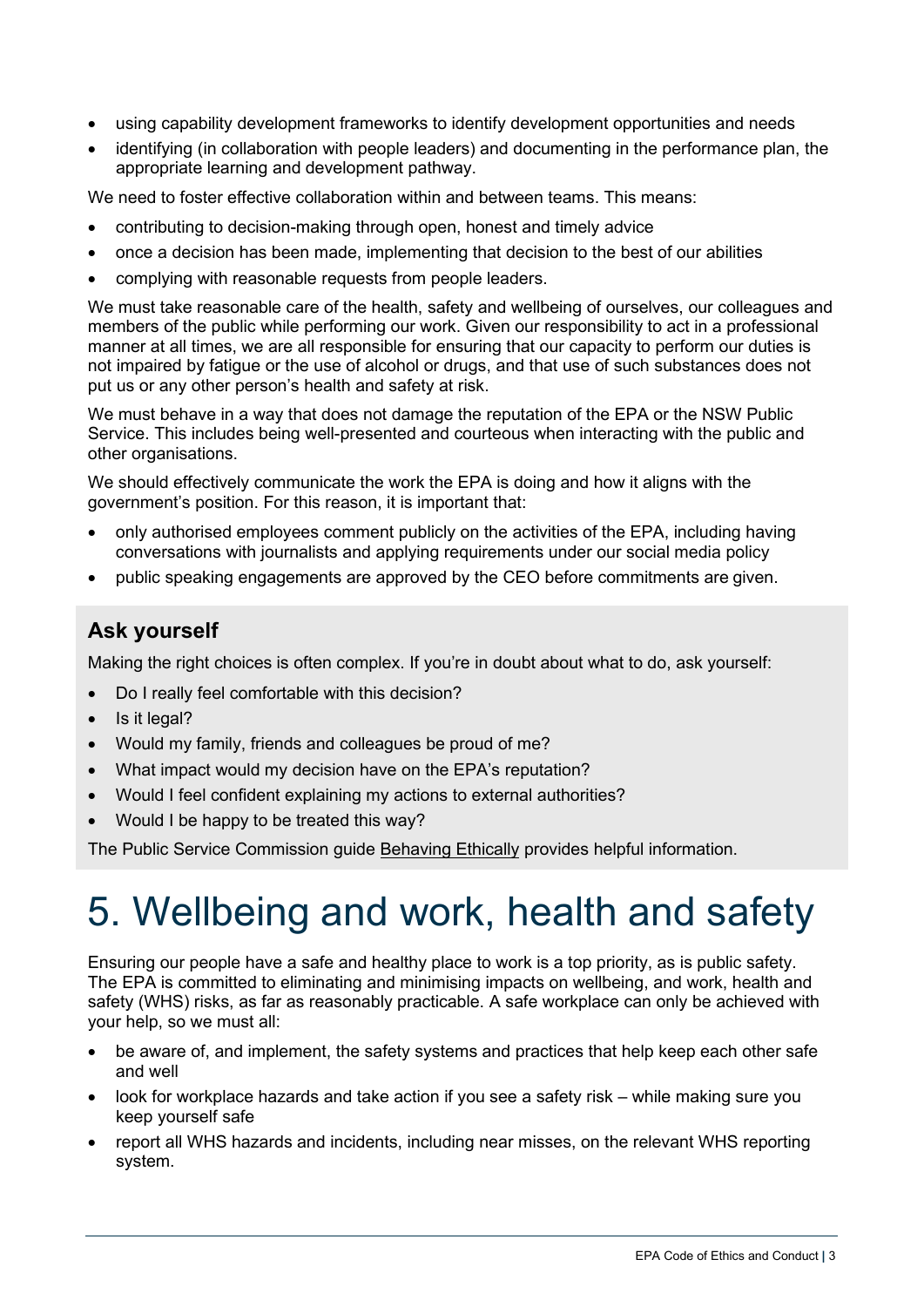- using capability development frameworks to identify development opportunities and needs
- identifying (in collaboration with people leaders) and documenting in the performance plan, the appropriate learning and development pathway.

We need to foster effective collaboration within and between teams. This means:

- contributing to decision-making through open, honest and timely advice
- once a decision has been made, implementing that decision to the best of our abilities
- complying with reasonable requests from people leaders.

We must take reasonable care of the health, safety and wellbeing of ourselves, our colleagues and members of the public while performing our work. Given our responsibility to act in a professional manner at all times, we are all responsible for ensuring that our capacity to perform our duties is not impaired by fatigue or the use of alcohol or drugs, and that use of such substances does not put us or any other person's health and safety at risk.

We must behave in a way that does not damage the reputation of the EPA or the NSW Public Service. This includes being well-presented and courteous when interacting with the public and other organisations.

We should effectively communicate the work the EPA is doing and how it aligns with the government's position. For this reason, it is important that:

- only authorised employees comment publicly on the activities of the EPA, including having conversations with journalists and applying requirements under our social media policy
- public speaking engagements are approved by the CEO before commitments are given.

## Ask yourself

Making the right choices is often complex. If you're in doubt about what to do, ask yourself:

- Do I really feel comfortable with this decision?
- Is it legal?
- Would my family, friends and colleagues be proud of me?
- What impact would my decision have on the EPA's reputation?
- Would I feel confident explaining my actions to external authorities?
- Would I be happy to be treated this way?

The Public Service Commission guide Behaving Ethically provides helpful information.

# 5. Wellbeing and work, health and safety

Ensuring our people have a safe and healthy place to work is a top priority, as is public safety. The EPA is committed to eliminating and minimising impacts on wellbeing, and work, health and safety (WHS) risks, as far as reasonably practicable. A safe workplace can only be achieved with your help, so we must all:

- be aware of, and implement, the safety systems and practices that help keep each other safe and well
- look for workplace hazards and take action if you see a safety risk – while making sure you keep yourself safe
- report all WHS hazards and incidents, including near misses, on the relevant WHS reporting system.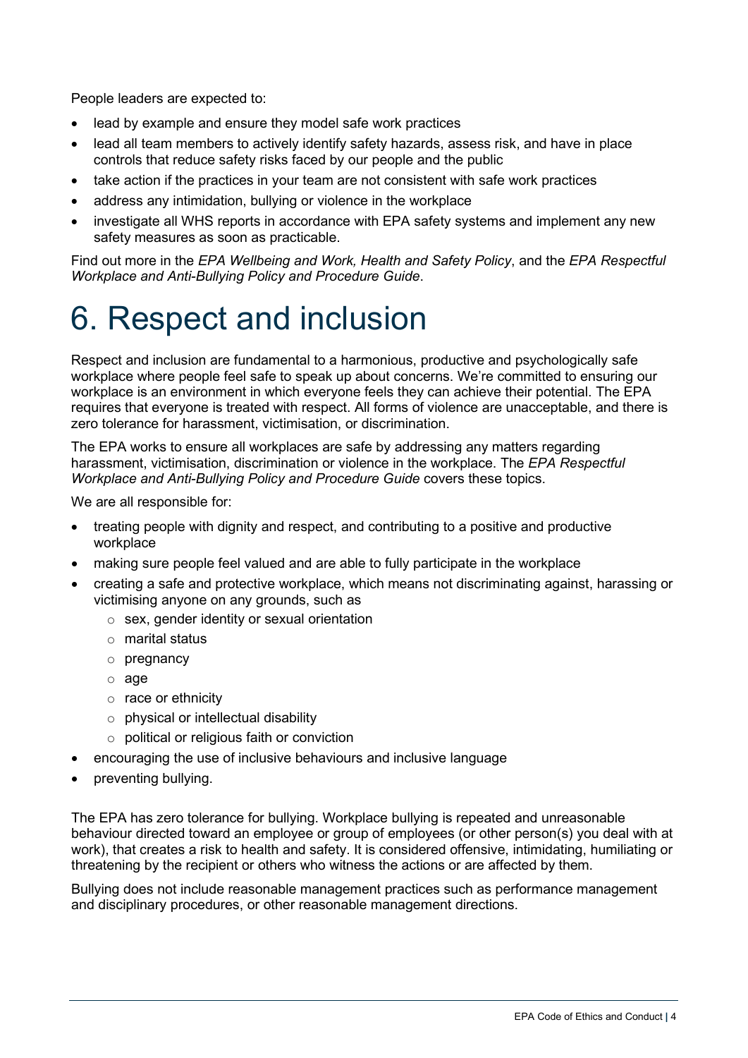People leaders are expected to:

- lead by example and ensure they model safe work practices
- lead all team members to actively identify safety hazards, assess risk, and have in place controls that reduce safety risks faced by our people and the public
- take action if the practices in your team are not consistent with safe work practices
- address any intimidation, bullying or violence in the workplace
- investigate all WHS reports in accordance with EPA safety systems and implement any new safety measures as soon as practicable.

Find out more in the *EPA Wellbeing and Work, Health and Safety Policy*, and the *EPA Respectful Workplace and Anti-Bullying Policy and Procedure Guide*.

# 6. Respect and inclusion

Respect and inclusion are fundamental to a harmonious, productive and psychologically safe workplace where people feel safe to speak up about concerns. We're committed to ensuring our workplace is an environment in which everyone feels they can achieve their potential. The EPA requires that everyone is treated with respect. All forms of violence are unacceptable, and there is zero tolerance for harassment, victimisation, or discrimination.

The EPA works to ensure all workplaces are safe by addressing any matters regarding harassment, victimisation, discrimination or violence in the workplace. The *EPA Respectful Workplace and Anti-Bullying Policy and Procedure Guide* covers these topics.

We are all responsible for:

- treating people with dignity and respect, and contributing to a positive and productive workplace
- making sure people feel valued and are able to fully participate in the workplace
- creating a safe and protective workplace, which means not discriminating against, harassing or victimising anyone on any grounds, such as
  - sex, gender identity or sexual orientation
  - marital status
  - pregnancy
  - age
  - race or ethnicity
  - physical or intellectual disability
  - political or religious faith or conviction
- encouraging the use of inclusive behaviours and inclusive language
- preventing bullying.

The EPA has zero tolerance for bullying. Workplace bullying is repeated and unreasonable behaviour directed toward an employee or group of employees (or other person(s) you deal with at work), that creates a risk to health and safety. It is considered offensive, intimidating, humiliating or threatening by the recipient or others who witness the actions or are affected by them.

Bullying does not include reasonable management practices such as performance management and disciplinary procedures, or other reasonable management directions.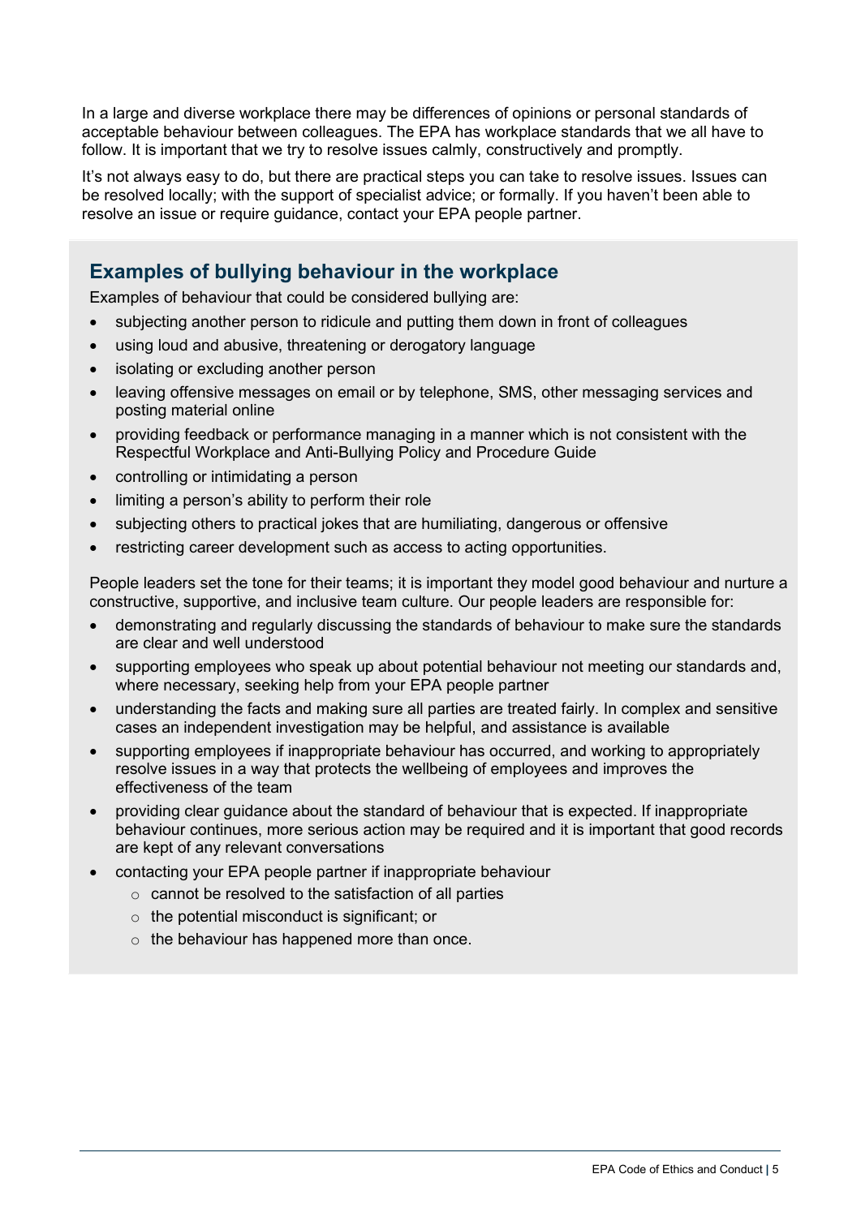In a large and diverse workplace there may be differences of opinions or personal standards of acceptable behaviour between colleagues. The EPA has workplace standards that we all have to follow. It is important that we try to resolve issues calmly, constructively and promptly.

It's not always easy to do, but there are practical steps you can take to resolve issues. Issues can be resolved locally; with the support of specialist advice; or formally. If you haven't been able to resolve an issue or require guidance, contact your EPA people partner.

## Examples of bullying behaviour in the workplace

Examples of behaviour that could be considered bullying are:

- subjecting another person to ridicule and putting them down in front of colleagues
- using loud and abusive, threatening or derogatory language
- isolating or excluding another person
- leaving offensive messages on email or by telephone, SMS, other messaging services and posting material online
- providing feedback or performance managing in a manner which is not consistent with the Respectful Workplace and Anti-Bullying Policy and Procedure Guide
- controlling or intimidating a person
- limiting a person's ability to perform their role
- subjecting others to practical jokes that are humiliating, dangerous or offensive
- restricting career development such as access to acting opportunities.

People leaders set the tone for their teams; it is important they model good behaviour and nurture a constructive, supportive, and inclusive team culture. Our people leaders are responsible for:

- demonstrating and regularly discussing the standards of behaviour to make sure the standards are clear and well understood
- supporting employees who speak up about potential behaviour not meeting our standards and, where necessary, seeking help from your EPA people partner
- understanding the facts and making sure all parties are treated fairly. In complex and sensitive cases an independent investigation may be helpful, and assistance is available
- supporting employees if inappropriate behaviour has occurred, and working to appropriately resolve issues in a way that protects the wellbeing of employees and improves the effectiveness of the team
- providing clear guidance about the standard of behaviour that is expected. If inappropriate behaviour continues, more serious action may be required and it is important that good records are kept of any relevant conversations
- contacting your EPA people partner if inappropriate behaviour
  - cannot be resolved to the satisfaction of all parties
  - the potential misconduct is significant; or
  - the behaviour has happened more than once.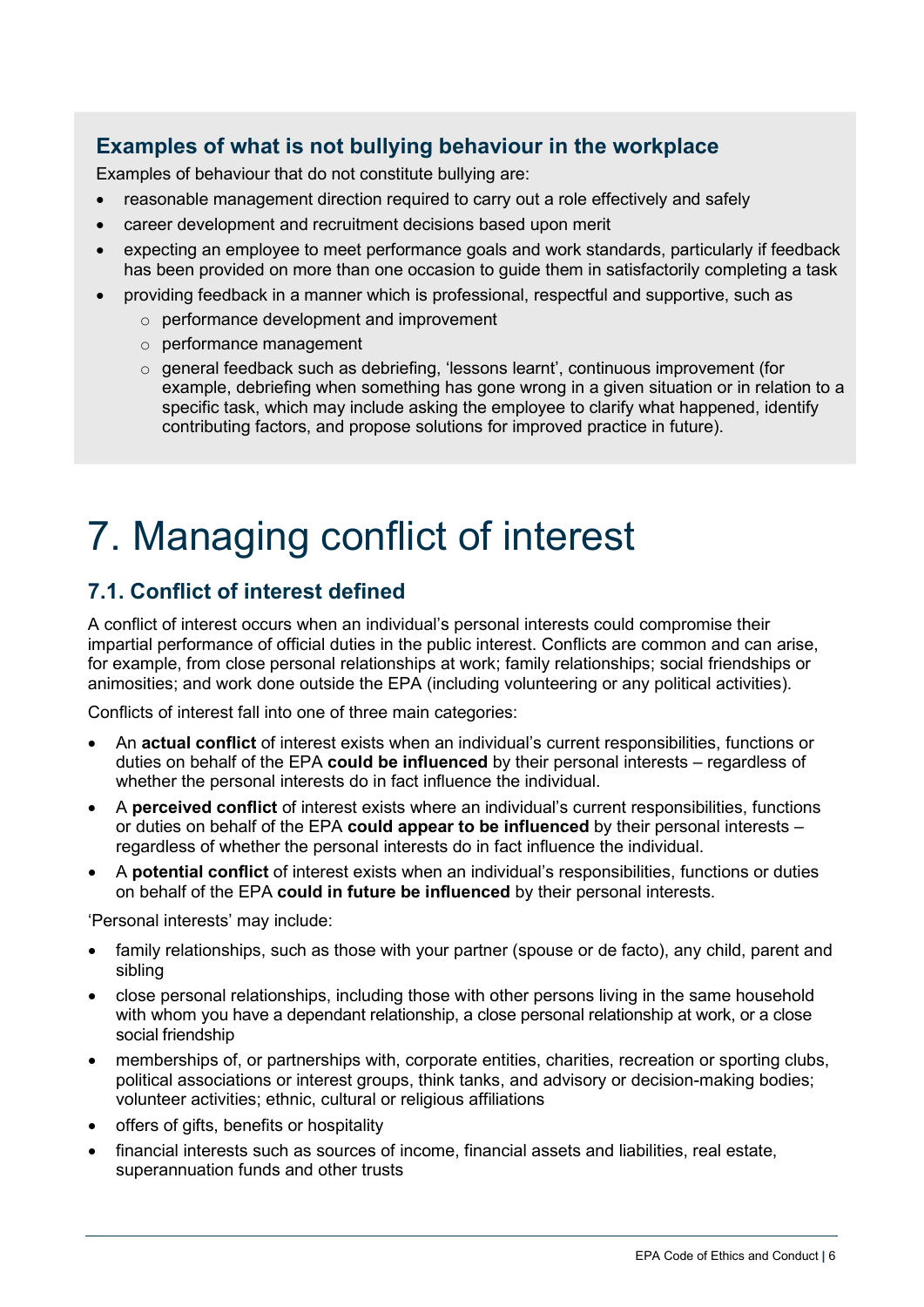### Examples of what is not bullying behaviour in the workplace

Examples of behaviour that do not constitute bullying are:

- reasonable management direction required to carry out a role effectively and safely
- career development and recruitment decisions based upon merit
- expecting an employee to meet performance goals and work standards, particularly if feedback has been provided on more than one occasion to guide them in satisfactorily completing a task
- providing feedback in a manner which is professional, respectful and supportive, such as
  - performance development and improvement
  - performance management
  - general feedback such as debriefing, 'lessons learnt', continuous improvement (for example, debriefing when something has gone wrong in a given situation or in relation to a specific task, which may include asking the employee to clarify what happened, identify contributing factors, and propose solutions for improved practice in future).

# 7. Managing conflict of interest

## 7.1. Conflict of interest defined

A conflict of interest occurs when an individual's personal interests could compromise their impartial performance of official duties in the public interest. Conflicts are common and can arise, for example, from close personal relationships at work; family relationships; social friendships or animosities; and work done outside the EPA (including volunteering or any political activities).

Conflicts of interest fall into one of three main categories:

- An **actual conflict** of interest exists when an individual's current responsibilities, functions or duties on behalf of the EPA **could be influenced** by their personal interests – regardless of whether the personal interests do in fact influence the individual.
- A **perceived conflict** of interest exists where an individual's current responsibilities, functions or duties on behalf of the EPA **could appear to be influenced** by their personal interests – regardless of whether the personal interests do in fact influence the individual.
- A **potential conflict** of interest exists when an individual's responsibilities, functions or duties on behalf of the EPA **could in future be influenced** by their personal interests.

'Personal interests' may include:

- family relationships, such as those with your partner (spouse or de facto), any child, parent and sibling
- close personal relationships, including those with other persons living in the same household with whom you have a dependant relationship, a close personal relationship at work, or a close social friendship
- memberships of, or partnerships with, corporate entities, charities, recreation or sporting clubs, political associations or interest groups, think tanks, and advisory or decision-making bodies; volunteer activities; ethnic, cultural or religious affiliations
- offers of gifts, benefits or hospitality
- financial interests such as sources of income, financial assets and liabilities, real estate, superannuation funds and other trusts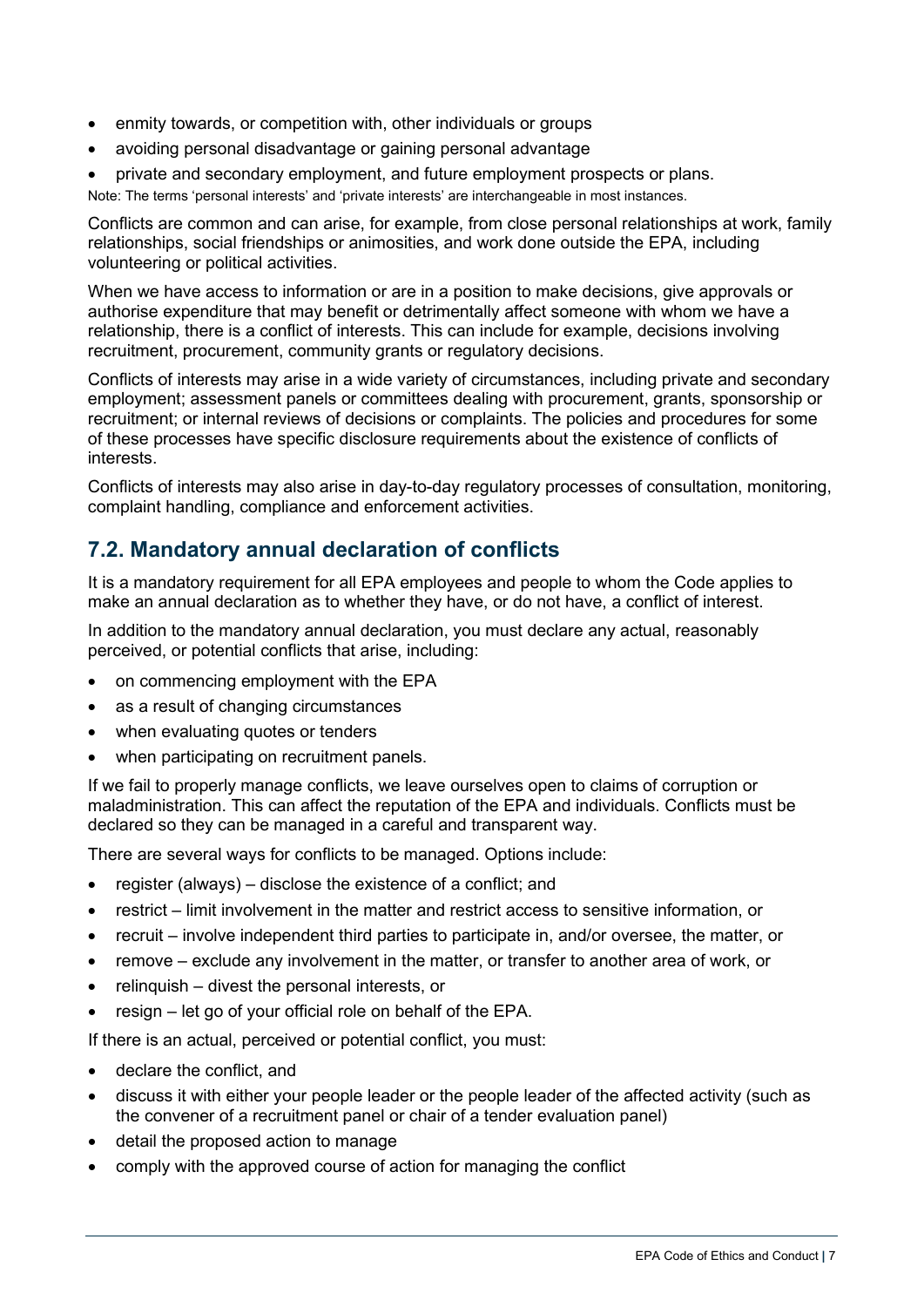- enmity towards, or competition with, other individuals or groups
- avoiding personal disadvantage or gaining personal advantage
- private and secondary employment, and future employment prospects or plans.

Note: The terms 'personal interests' and 'private interests' are interchangeable in most instances.

Conflicts are common and can arise, for example, from close personal relationships at work, family relationships, social friendships or animosities, and work done outside the EPA, including volunteering or political activities.

When we have access to information or are in a position to make decisions, give approvals or authorise expenditure that may benefit or detrimentally affect someone with whom we have a relationship, there is a conflict of interests. This can include for example, decisions involving recruitment, procurement, community grants or regulatory decisions.

Conflicts of interests may arise in a wide variety of circumstances, including private and secondary employment; assessment panels or committees dealing with procurement, grants, sponsorship or recruitment; or internal reviews of decisions or complaints. The policies and procedures for some of these processes have specific disclosure requirements about the existence of conflicts of interests.

Conflicts of interests may also arise in day-to-day regulatory processes of consultation, monitoring, complaint handling, compliance and enforcement activities.

## 7.2. Mandatory annual declaration of conflicts

It is a mandatory requirement for all EPA employees and people to whom the Code applies to make an annual declaration as to whether they have, or do not have, a conflict of interest.

In addition to the mandatory annual declaration, you must declare any actual, reasonably perceived, or potential conflicts that arise, including:

- on commencing employment with the EPA
- as a result of changing circumstances
- when evaluating quotes or tenders
- when participating on recruitment panels.

If we fail to properly manage conflicts, we leave ourselves open to claims of corruption or maladministration. This can affect the reputation of the EPA and individuals. Conflicts must be declared so they can be managed in a careful and transparent way.

There are several ways for conflicts to be managed. Options include:

- register (always) – disclose the existence of a conflict; and
- restrict – limit involvement in the matter and restrict access to sensitive information, or
- recruit – involve independent third parties to participate in, and/or oversee, the matter, or
- remove – exclude any involvement in the matter, or transfer to another area of work, or
- relinquish – divest the personal interests, or
- resign – let go of your official role on behalf of the EPA.

If there is an actual, perceived or potential conflict, you must:

- declare the conflict, and
- discuss it with either your people leader or the people leader of the affected activity (such as the convener of a recruitment panel or chair of a tender evaluation panel)
- detail the proposed action to manage
- comply with the approved course of action for managing the conflict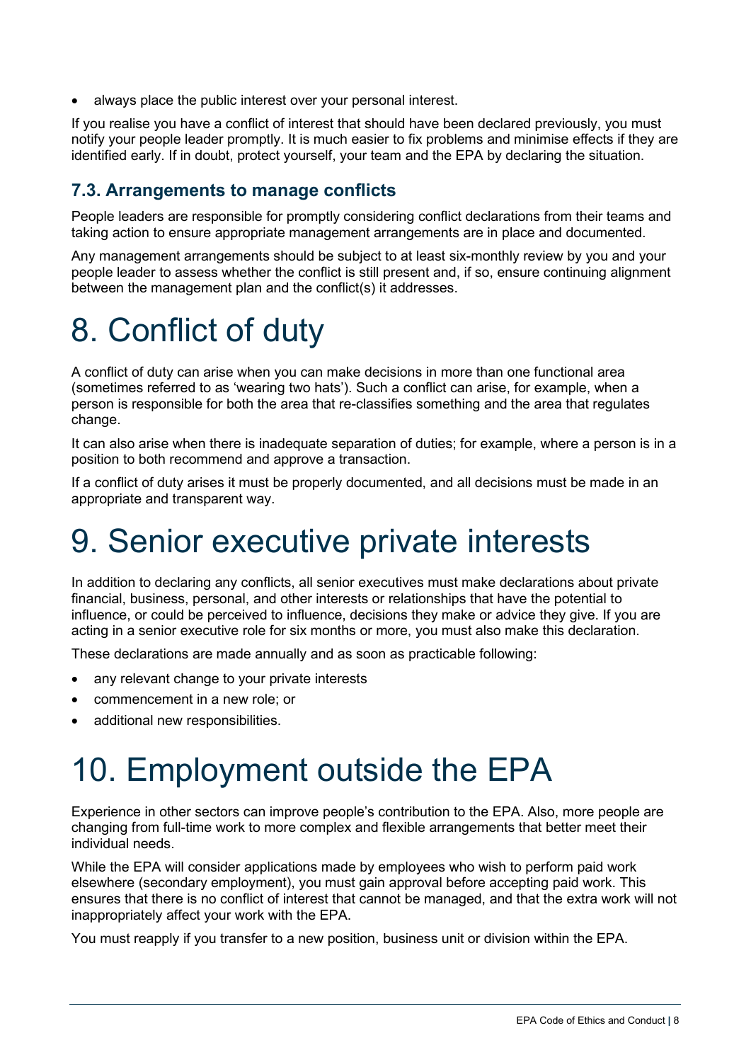- always place the public interest over your personal interest.

If you realise you have a conflict of interest that should have been declared previously, you must notify your people leader promptly. It is much easier to fix problems and minimise effects if they are identified early. If in doubt, protect yourself, your team and the EPA by declaring the situation.

### 7.3. Arrangements to manage conflicts

People leaders are responsible for promptly considering conflict declarations from their teams and taking action to ensure appropriate management arrangements are in place and documented.

Any management arrangements should be subject to at least six-monthly review by you and your people leader to assess whether the conflict is still present and, if so, ensure continuing alignment between the management plan and the conflict(s) it addresses.

# 8. Conflict of duty

A conflict of duty can arise when you can make decisions in more than one functional area (sometimes referred to as 'wearing two hats'). Such a conflict can arise, for example, when a person is responsible for both the area that re-classifies something and the area that regulates change.

It can also arise when there is inadequate separation of duties; for example, where a person is in a position to both recommend and approve a transaction.

If a conflict of duty arises it must be properly documented, and all decisions must be made in an appropriate and transparent way.

# 9. Senior executive private interests

In addition to declaring any conflicts, all senior executives must make declarations about private financial, business, personal, and other interests or relationships that have the potential to influence, or could be perceived to influence, decisions they make or advice they give. If you are acting in a senior executive role for six months or more, you must also make this declaration.

These declarations are made annually and as soon as practicable following:

- any relevant change to your private interests
- commencement in a new role; or
- additional new responsibilities.

# 10. Employment outside the EPA

Experience in other sectors can improve people's contribution to the EPA. Also, more people are changing from full-time work to more complex and flexible arrangements that better meet their individual needs.

While the EPA will consider applications made by employees who wish to perform paid work elsewhere (secondary employment), you must gain approval before accepting paid work. This ensures that there is no conflict of interest that cannot be managed, and that the extra work will not inappropriately affect your work with the EPA.

You must reapply if you transfer to a new position, business unit or division within the EPA.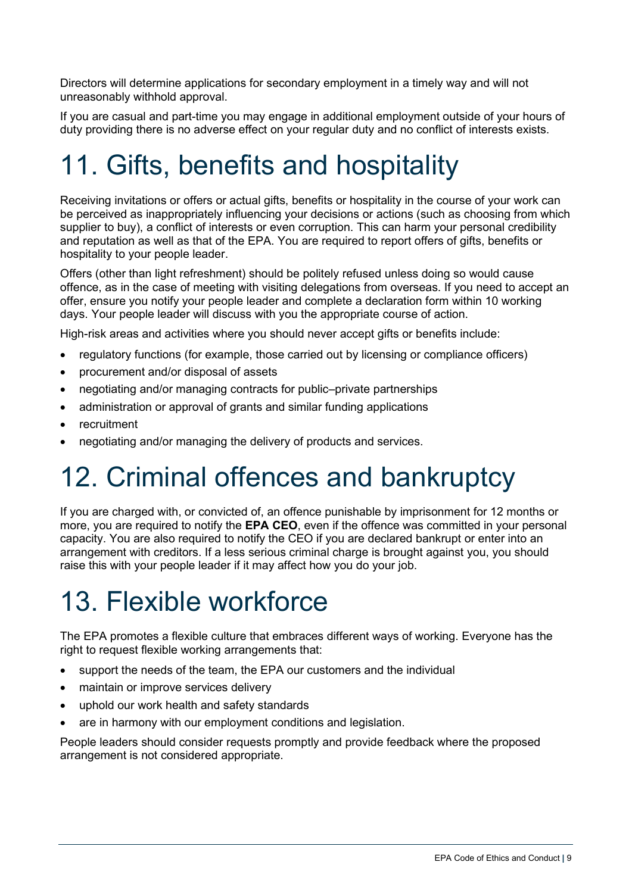Directors will determine applications for secondary employment in a timely way and will not unreasonably withhold approval.

If you are casual and part-time you may engage in additional employment outside of your hours of duty providing there is no adverse effect on your regular duty and no conflict of interests exists.

# 11. Gifts, benefits and hospitality

Receiving invitations or offers or actual gifts, benefits or hospitality in the course of your work can be perceived as inappropriately influencing your decisions or actions (such as choosing from which supplier to buy), a conflict of interests or even corruption. This can harm your personal credibility and reputation as well as that of the EPA. You are required to report offers of gifts, benefits or hospitality to your people leader.

Offers (other than light refreshment) should be politely refused unless doing so would cause offence, as in the case of meeting with visiting delegations from overseas. If you need to accept an offer, ensure you notify your people leader and complete a declaration form within 10 working days. Your people leader will discuss with you the appropriate course of action.

High-risk areas and activities where you should never accept gifts or benefits include:

- regulatory functions (for example, those carried out by licensing or compliance officers)
- procurement and/or disposal of assets
- negotiating and/or managing contracts for public–private partnerships
- administration or approval of grants and similar funding applications
- recruitment
- negotiating and/or managing the delivery of products and services.

# 12. Criminal offences and bankruptcy

If you are charged with, or convicted of, an offence punishable by imprisonment for 12 months or more, you are required to notify the **EPA CEO**, even if the offence was committed in your personal capacity. You are also required to notify the CEO if you are declared bankrupt or enter into an arrangement with creditors. If a less serious criminal charge is brought against you, you should raise this with your people leader if it may affect how you do your job.

# 13. Flexible workforce

The EPA promotes a flexible culture that embraces different ways of working. Everyone has the right to request flexible working arrangements that:

- support the needs of the team, the EPA our customers and the individual
- maintain or improve services delivery
- uphold our work health and safety standards
- are in harmony with our employment conditions and legislation.

People leaders should consider requests promptly and provide feedback where the proposed arrangement is not considered appropriate.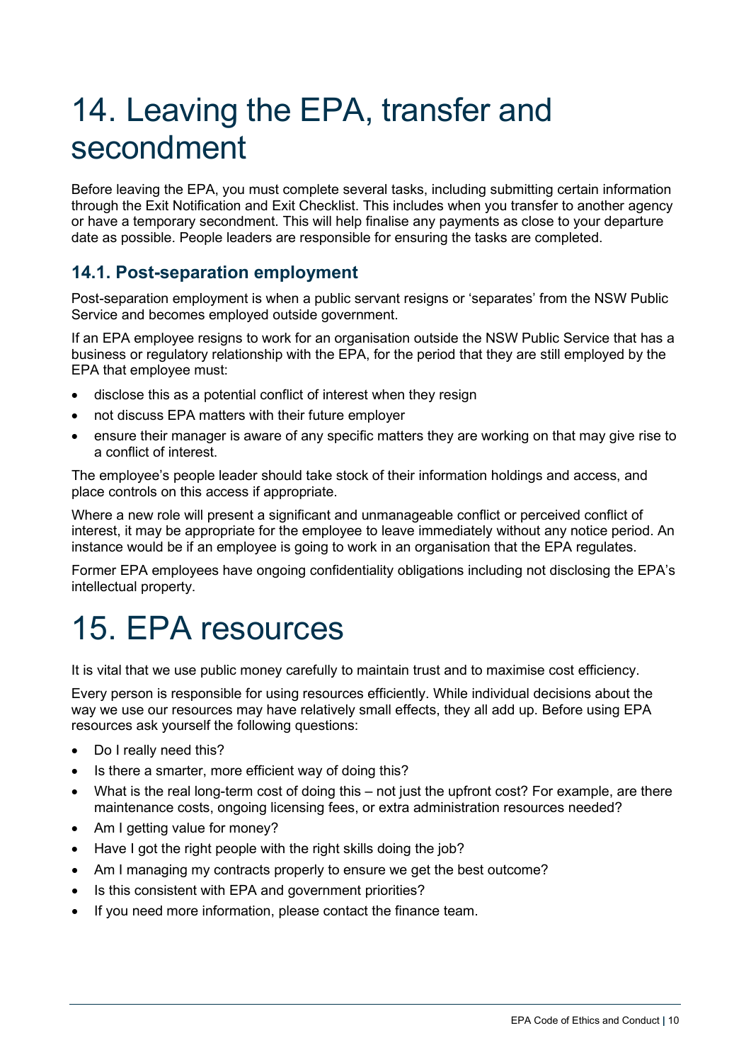# 14. Leaving the EPA, transfer and secondment

Before leaving the EPA, you must complete several tasks, including submitting certain information through the Exit Notification and Exit Checklist. This includes when you transfer to another agency or have a temporary secondment. This will help finalise any payments as close to your departure date as possible. People leaders are responsible for ensuring the tasks are completed.

## 14.1. Post-separation employment

Post-separation employment is when a public servant resigns or 'separates' from the NSW Public Service and becomes employed outside government.

If an EPA employee resigns to work for an organisation outside the NSW Public Service that has a business or regulatory relationship with the EPA, for the period that they are still employed by the EPA that employee must:

- disclose this as a potential conflict of interest when they resign
- not discuss EPA matters with their future employer
- ensure their manager is aware of any specific matters they are working on that may give rise to a conflict of interest.

The employee's people leader should take stock of their information holdings and access, and place controls on this access if appropriate.

Where a new role will present a significant and unmanageable conflict or perceived conflict of interest, it may be appropriate for the employee to leave immediately without any notice period. An instance would be if an employee is going to work in an organisation that the EPA regulates.

Former EPA employees have ongoing confidentiality obligations including not disclosing the EPA's intellectual property.

# 15. EPA resources

It is vital that we use public money carefully to maintain trust and to maximise cost efficiency.

Every person is responsible for using resources efficiently. While individual decisions about the way we use our resources may have relatively small effects, they all add up. Before using EPA resources ask yourself the following questions:

- Do I really need this?
- Is there a smarter, more efficient way of doing this?
- What is the real long-term cost of doing this – not just the upfront cost? For example, are there maintenance costs, ongoing licensing fees, or extra administration resources needed?
- Am I getting value for money?
- Have I got the right people with the right skills doing the job?
- Am I managing my contracts properly to ensure we get the best outcome?
- Is this consistent with EPA and government priorities?
- If you need more information, please contact the finance team.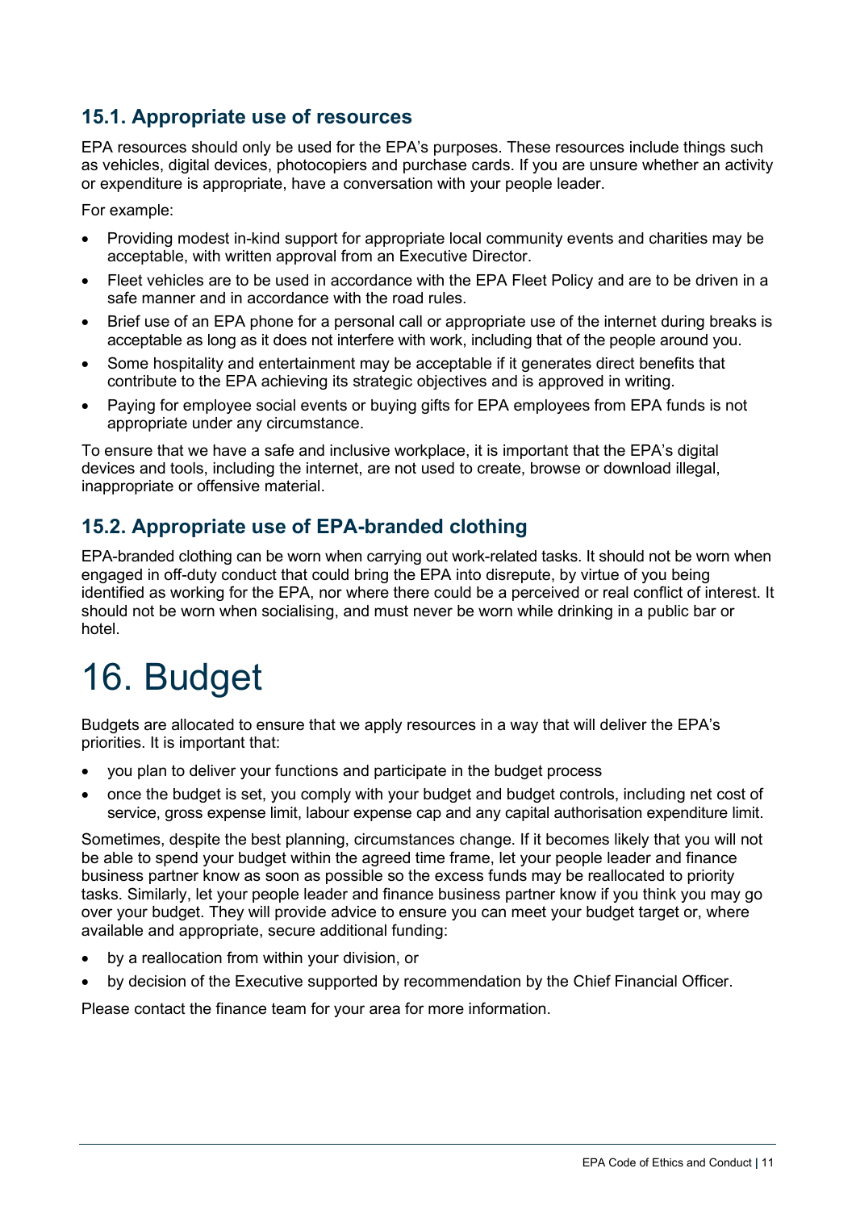## 15.1. Appropriate use of resources

EPA resources should only be used for the EPA's purposes. These resources include things such as vehicles, digital devices, photocopiers and purchase cards. If you are unsure whether an activity or expenditure is appropriate, have a conversation with your people leader.

For example:

- Providing modest in-kind support for appropriate local community events and charities may be acceptable, with written approval from an Executive Director.
- Fleet vehicles are to be used in accordance with the EPA Fleet Policy and are to be driven in a safe manner and in accordance with the road rules.
- Brief use of an EPA phone for a personal call or appropriate use of the internet during breaks is acceptable as long as it does not interfere with work, including that of the people around you.
- Some hospitality and entertainment may be acceptable if it generates direct benefits that contribute to the EPA achieving its strategic objectives and is approved in writing.
- Paying for employee social events or buying gifts for EPA employees from EPA funds is not appropriate under any circumstance.

To ensure that we have a safe and inclusive workplace, it is important that the EPA's digital devices and tools, including the internet, are not used to create, browse or download illegal, inappropriate or offensive material.

## 15.2. Appropriate use of EPA-branded clothing

EPA-branded clothing can be worn when carrying out work-related tasks. It should not be worn when engaged in off-duty conduct that could bring the EPA into disrepute, by virtue of you being identified as working for the EPA, nor where there could be a perceived or real conflict of interest. It should not be worn when socialising, and must never be worn while drinking in a public bar or hotel.

# 16. Budget

Budgets are allocated to ensure that we apply resources in a way that will deliver the EPA's priorities. It is important that:

- you plan to deliver your functions and participate in the budget process
- once the budget is set, you comply with your budget and budget controls, including net cost of service, gross expense limit, labour expense cap and any capital authorisation expenditure limit.

Sometimes, despite the best planning, circumstances change. If it becomes likely that you will not be able to spend your budget within the agreed time frame, let your people leader and finance business partner know as soon as possible so the excess funds may be reallocated to priority tasks. Similarly, let your people leader and finance business partner know if you think you may go over your budget. They will provide advice to ensure you can meet your budget target or, where available and appropriate, secure additional funding:

- by a reallocation from within your division, or
- by decision of the Executive supported by recommendation by the Chief Financial Officer.

Please contact the finance team for your area for more information.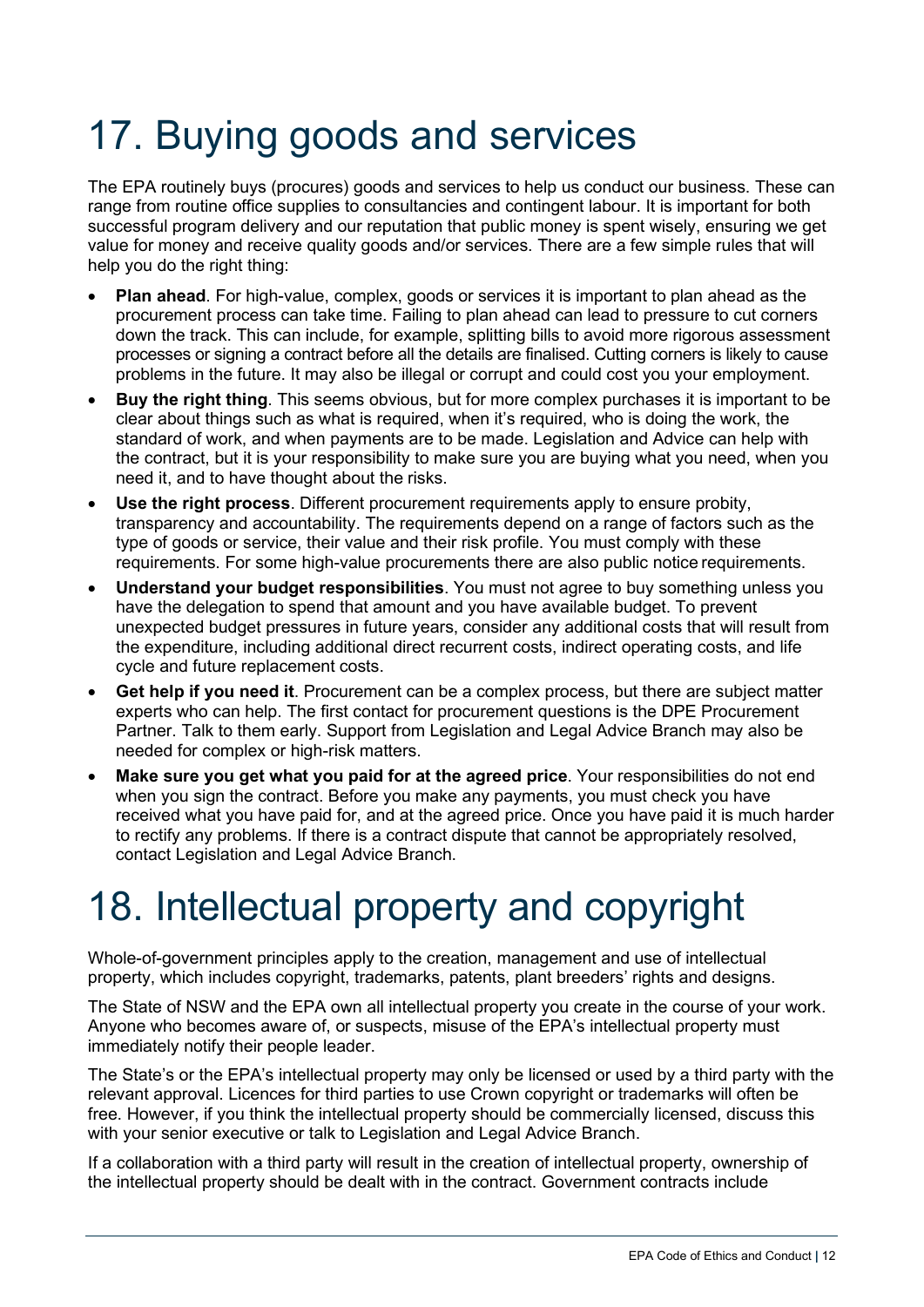# 17. Buying goods and services

The EPA routinely buys (procures) goods and services to help us conduct our business. These can range from routine office supplies to consultancies and contingent labour. It is important for both successful program delivery and our reputation that public money is spent wisely, ensuring we get value for money and receive quality goods and/or services. There are a few simple rules that will help you do the right thing:

- **Plan ahead**. For high-value, complex, goods or services it is important to plan ahead as the procurement process can take time. Failing to plan ahead can lead to pressure to cut corners down the track. This can include, for example, splitting bills to avoid more rigorous assessment processes or signing a contract before all the details are finalised. Cutting corners is likely to cause problems in the future. It may also be illegal or corrupt and could cost you your employment.
- **Buy the right thing**. This seems obvious, but for more complex purchases it is important to be clear about things such as what is required, when it's required, who is doing the work, the standard of work, and when payments are to be made. Legislation and Advice can help with the contract, but it is your responsibility to make sure you are buying what you need, when you need it, and to have thought about the risks.
- **Use the right process**. Different procurement requirements apply to ensure probity, transparency and accountability. The requirements depend on a range of factors such as the type of goods or service, their value and their risk profile. You must comply with these requirements. For some high-value procurements there are also public notice requirements.
- **Understand your budget responsibilities**. You must not agree to buy something unless you have the delegation to spend that amount and you have available budget. To prevent unexpected budget pressures in future years, consider any additional costs that will result from the expenditure, including additional direct recurrent costs, indirect operating costs, and life cycle and future replacement costs.
- **Get help if you need it**. Procurement can be a complex process, but there are subject matter experts who can help. The first contact for procurement questions is the DPE Procurement Partner. Talk to them early. Support from Legislation and Legal Advice Branch may also be needed for complex or high-risk matters.
- **Make sure you get what you paid for at the agreed price**. Your responsibilities do not end when you sign the contract. Before you make any payments, you must check you have received what you have paid for, and at the agreed price. Once you have paid it is much harder to rectify any problems. If there is a contract dispute that cannot be appropriately resolved, contact Legislation and Legal Advice Branch.

# 18. Intellectual property and copyright

Whole-of-government principles apply to the creation, management and use of intellectual property, which includes copyright, trademarks, patents, plant breeders' rights and designs.

The State of NSW and the EPA own all intellectual property you create in the course of your work. Anyone who becomes aware of, or suspects, misuse of the EPA's intellectual property must immediately notify their people leader.

The State's or the EPA's intellectual property may only be licensed or used by a third party with the relevant approval. Licences for third parties to use Crown copyright or trademarks will often be free. However, if you think the intellectual property should be commercially licensed, discuss this with your senior executive or talk to Legislation and Legal Advice Branch.

If a collaboration with a third party will result in the creation of intellectual property, ownership of the intellectual property should be dealt with in the contract. Government contracts include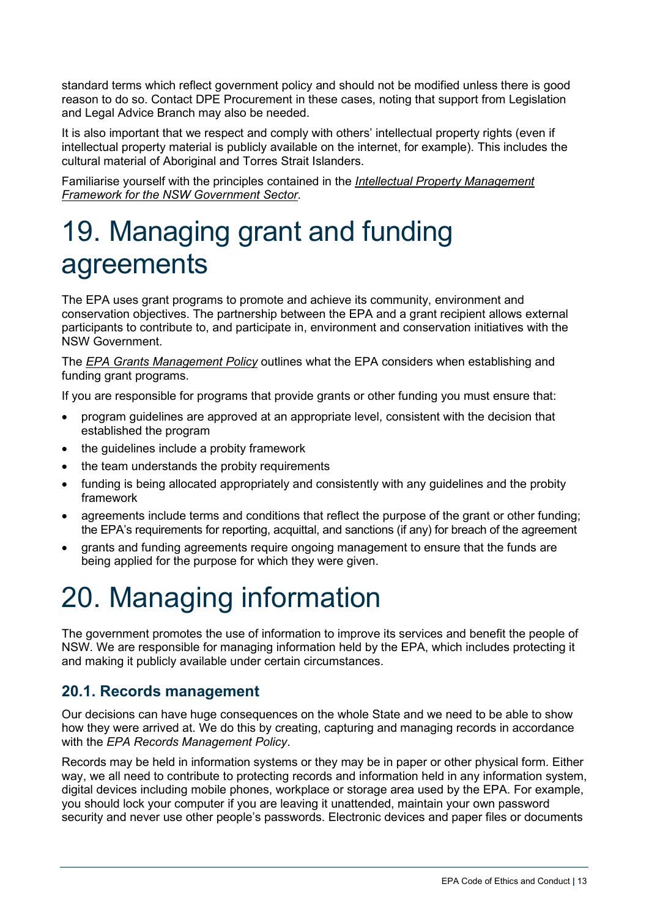standard terms which reflect government policy and should not be modified unless there is good reason to do so. Contact DPE Procurement in these cases, noting that support from Legislation and Legal Advice Branch may also be needed.

It is also important that we respect and comply with others' intellectual property rights (even if intellectual property material is publicly available on the internet, for example). This includes the cultural material of Aboriginal and Torres Strait Islanders.

Familiarise yourself with the principles contained in the *Intellectual Property Management Framework for the NSW Government Sector*.

# 19. Managing grant and funding agreements

The EPA uses grant programs to promote and achieve its community, environment and conservation objectives. The partnership between the EPA and a grant recipient allows external participants to contribute to, and participate in, environment and conservation initiatives with the NSW Government.

The *EPA Grants Management Policy* outlines what the EPA considers when establishing and funding grant programs.

If you are responsible for programs that provide grants or other funding you must ensure that:

- program guidelines are approved at an appropriate level, consistent with the decision that established the program
- the guidelines include a probity framework
- the team understands the probity requirements
- funding is being allocated appropriately and consistently with any guidelines and the probity framework
- agreements include terms and conditions that reflect the purpose of the grant or other funding; the EPA's requirements for reporting, acquittal, and sanctions (if any) for breach of the agreement
- grants and funding agreements require ongoing management to ensure that the funds are being applied for the purpose for which they were given.

# 20. Managing information

The government promotes the use of information to improve its services and benefit the people of NSW. We are responsible for managing information held by the EPA, which includes protecting it and making it publicly available under certain circumstances.

## 20.1. Records management

Our decisions can have huge consequences on the whole State and we need to be able to show how they were arrived at. We do this by creating, capturing and managing records in accordance with the *EPA Records Management Policy*.

Records may be held in information systems or they may be in paper or other physical form. Either way, we all need to contribute to protecting records and information held in any information system, digital devices including mobile phones, workplace or storage area used by the EPA. For example, you should lock your computer if you are leaving it unattended, maintain your own password security and never use other people's passwords. Electronic devices and paper files or documents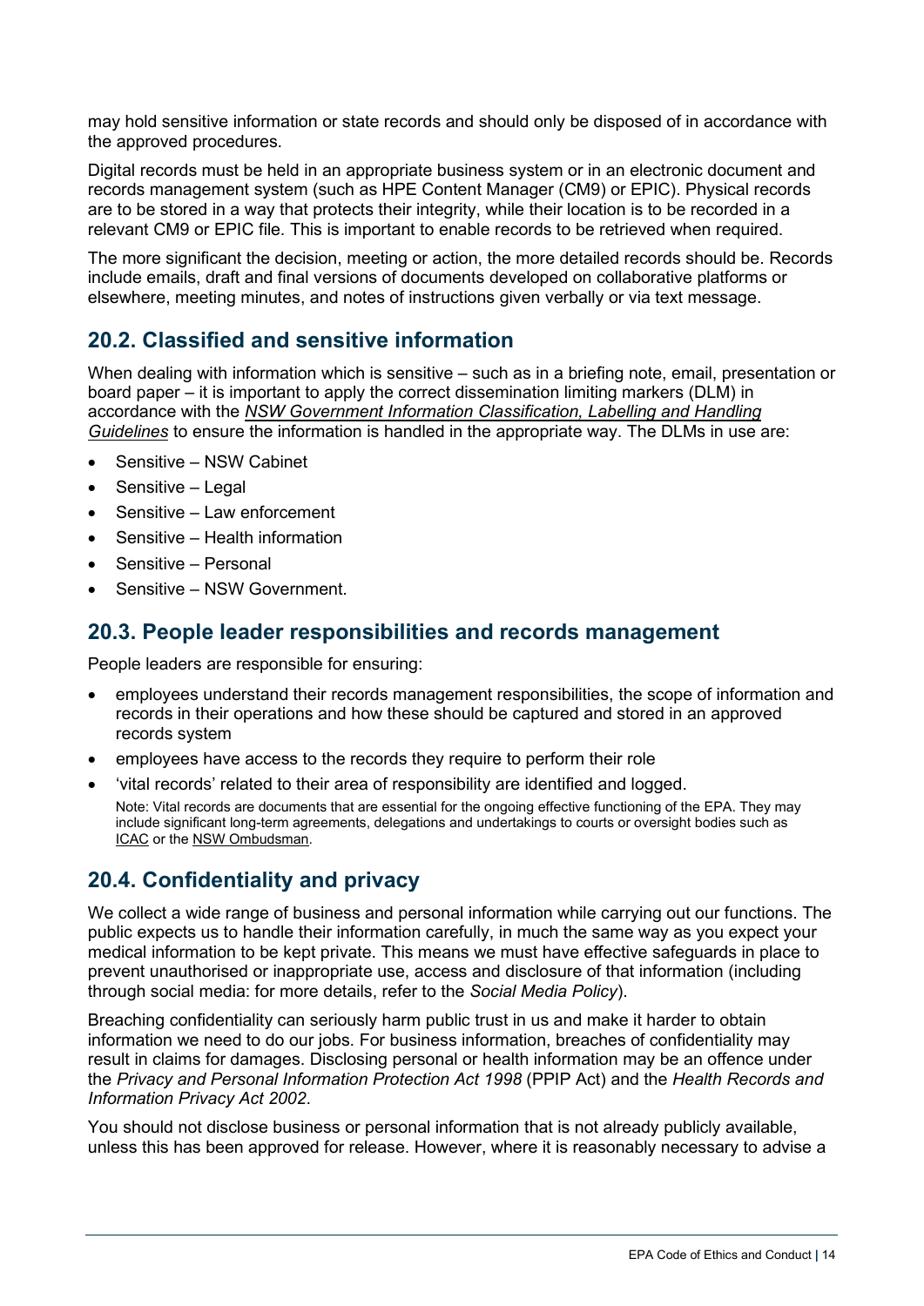may hold sensitive information or state records and should only be disposed of in accordance with the approved procedures.

Digital records must be held in an appropriate business system or in an electronic document and records management system (such as HPE Content Manager (CM9) or EPIC). Physical records are to be stored in a way that protects their integrity, while their location is to be recorded in a relevant CM9 or EPIC file. This is important to enable records to be retrieved when required.

The more significant the decision, meeting or action, the more detailed records should be. Records include emails, draft and final versions of documents developed on collaborative platforms or elsewhere, meeting minutes, and notes of instructions given verbally or via text message.

## 20.2. Classified and sensitive information

When dealing with information which is sensitive – such as in a briefing note, email, presentation or board paper – it is important to apply the correct dissemination limiting markers (DLM) in accordance with the *NSW Government Information Classification, Labelling and Handling Guidelines* to ensure the information is handled in the appropriate way. The DLMs in use are:

- Sensitive – NSW Cabinet
- Sensitive – Legal
- Sensitive – Law enforcement
- Sensitive – Health information
- Sensitive – Personal
- Sensitive – NSW Government.

## 20.3. People leader responsibilities and records management

People leaders are responsible for ensuring:

- employees understand their records management responsibilities, the scope of information and records in their operations and how these should be captured and stored in an approved records system
- employees have access to the records they require to perform their role
- 'vital records' related to their area of responsibility are identified and logged.

  Note: Vital records are documents that are essential for the ongoing effective functioning of the EPA. They may include significant long-term agreements, delegations and undertakings to courts or oversight bodies such as ICAC or the NSW Ombudsman.

## 20.4. Confidentiality and privacy

We collect a wide range of business and personal information while carrying out our functions. The public expects us to handle their information carefully, in much the same way as you expect your medical information to be kept private. This means we must have effective safeguards in place to prevent unauthorised or inappropriate use, access and disclosure of that information (including through social media: for more details, refer to the *Social Media Policy*).

Breaching confidentiality can seriously harm public trust in us and make it harder to obtain information we need to do our jobs. For business information, breaches of confidentiality may result in claims for damages. Disclosing personal or health information may be an offence under the *Privacy and Personal Information Protection Act 1998* (PPIP Act) and the *Health Records and Information Privacy Act 2002*.

You should not disclose business or personal information that is not already publicly available, unless this has been approved for release. However, where it is reasonably necessary to advise a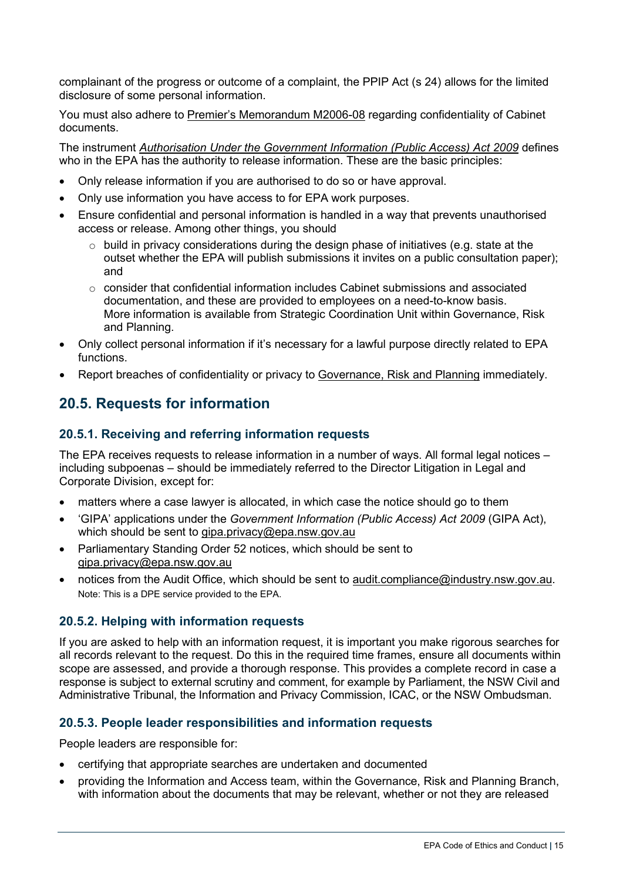complainant of the progress or outcome of a complaint, the PPIP Act (s 24) allows for the limited disclosure of some personal information.

You must also adhere to Premier's Memorandum M2006-08 regarding confidentiality of Cabinet documents.

The instrument *Authorisation Under the Government Information (Public Access) Act 2009* defines who in the EPA has the authority to release information. These are the basic principles:

- Only release information if you are authorised to do so or have approval.
- Only use information you have access to for EPA work purposes.
- Ensure confidential and personal information is handled in a way that prevents unauthorised access or release. Among other things, you should
  - build in privacy considerations during the design phase of initiatives (e.g. state at the outset whether the EPA will publish submissions it invites on a public consultation paper); and
  - consider that confidential information includes Cabinet submissions and associated documentation, and these are provided to employees on a need-to-know basis. More information is available from Strategic Coordination Unit within Governance, Risk and Planning.
- Only collect personal information if it's necessary for a lawful purpose directly related to EPA functions.
- Report breaches of confidentiality or privacy to Governance, Risk and Planning immediately.

## 20.5. Requests for information

### 20.5.1. Receiving and referring information requests

The EPA receives requests to release information in a number of ways. All formal legal notices – including subpoenas – should be immediately referred to the Director Litigation in Legal and Corporate Division, except for:

- matters where a case lawyer is allocated, in which case the notice should go to them
- 'GIPA' applications under the *Government Information (Public Access) Act 2009* (GIPA Act), which should be sent to gipa.privacy@epa.nsw.gov.au
- Parliamentary Standing Order 52 notices, which should be sent to gipa.privacy@epa.nsw.gov.au
- notices from the Audit Office, which should be sent to audit.compliance@industry.nsw.gov.au. Note: This is a DPE service provided to the EPA.

### 20.5.2. Helping with information requests

If you are asked to help with an information request, it is important you make rigorous searches for all records relevant to the request. Do this in the required time frames, ensure all documents within scope are assessed, and provide a thorough response. This provides a complete record in case a response is subject to external scrutiny and comment, for example by Parliament, the NSW Civil and Administrative Tribunal, the Information and Privacy Commission, ICAC, or the NSW Ombudsman.

### 20.5.3. People leader responsibilities and information requests

People leaders are responsible for:

- certifying that appropriate searches are undertaken and documented
- providing the Information and Access team, within the Governance, Risk and Planning Branch, with information about the documents that may be relevant, whether or not they are released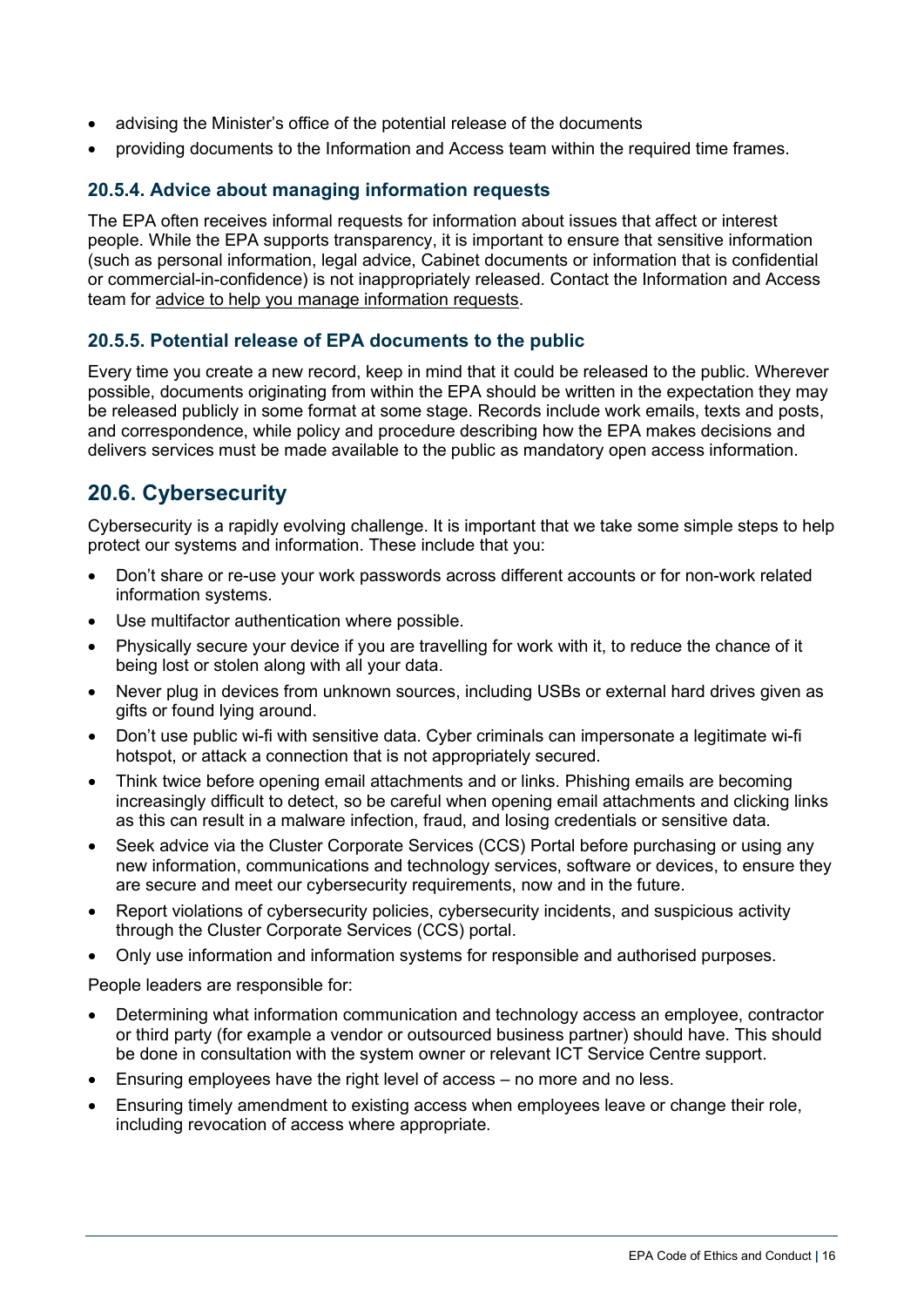- advising the Minister's office of the potential release of the documents
- providing documents to the Information and Access team within the required time frames.

### 20.5.4. Advice about managing information requests

The EPA often receives informal requests for information about issues that affect or interest people. While the EPA supports transparency, it is important to ensure that sensitive information (such as personal information, legal advice, Cabinet documents or information that is confidential or commercial-in-confidence) is not inappropriately released. Contact the Information and Access team for advice to help you manage information requests.

### 20.5.5. Potential release of EPA documents to the public

Every time you create a new record, keep in mind that it could be released to the public. Wherever possible, documents originating from within the EPA should be written in the expectation they may be released publicly in some format at some stage. Records include work emails, texts and posts, and correspondence, while policy and procedure describing how the EPA makes decisions and delivers services must be made available to the public as mandatory open access information.

## 20.6. Cybersecurity

Cybersecurity is a rapidly evolving challenge. It is important that we take some simple steps to help protect our systems and information. These include that you:

- Don't share or re-use your work passwords across different accounts or for non-work related information systems.
- Use multifactor authentication where possible.
- Physically secure your device if you are travelling for work with it, to reduce the chance of it being lost or stolen along with all your data.
- Never plug in devices from unknown sources, including USBs or external hard drives given as gifts or found lying around.
- Don't use public wi-fi with sensitive data. Cyber criminals can impersonate a legitimate wi-fi hotspot, or attack a connection that is not appropriately secured.
- Think twice before opening email attachments and or links. Phishing emails are becoming increasingly difficult to detect, so be careful when opening email attachments and clicking links as this can result in a malware infection, fraud, and losing credentials or sensitive data.
- Seek advice via the Cluster Corporate Services (CCS) Portal before purchasing or using any new information, communications and technology services, software or devices, to ensure they are secure and meet our cybersecurity requirements, now and in the future.
- Report violations of cybersecurity policies, cybersecurity incidents, and suspicious activity through the Cluster Corporate Services (CCS) portal.
- Only use information and information systems for responsible and authorised purposes.

People leaders are responsible for:

- Determining what information communication and technology access an employee, contractor or third party (for example a vendor or outsourced business partner) should have. This should be done in consultation with the system owner or relevant ICT Service Centre support.
- Ensuring employees have the right level of access – no more and no less.
- Ensuring timely amendment to existing access when employees leave or change their role, including revocation of access where appropriate.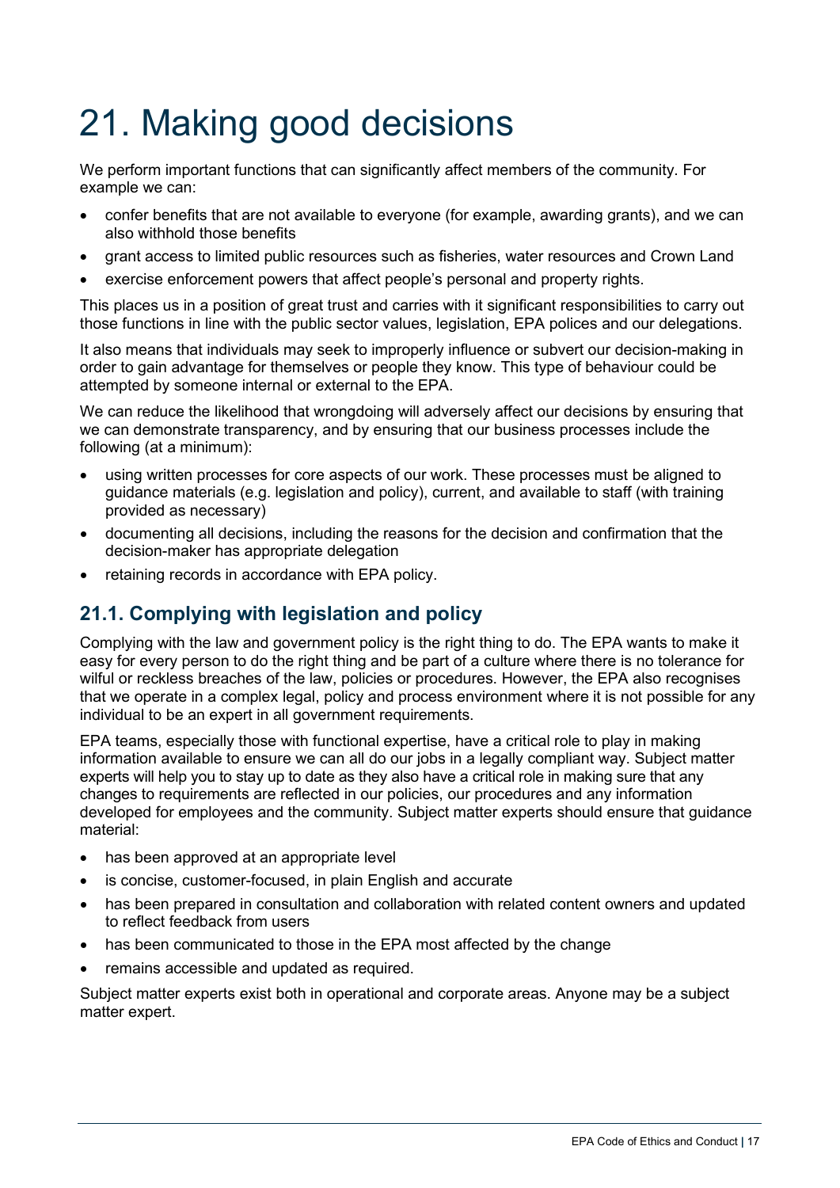# 21. Making good decisions

We perform important functions that can significantly affect members of the community. For example we can:

- confer benefits that are not available to everyone (for example, awarding grants), and we can also withhold those benefits
- grant access to limited public resources such as fisheries, water resources and Crown Land
- exercise enforcement powers that affect people's personal and property rights.

This places us in a position of great trust and carries with it significant responsibilities to carry out those functions in line with the public sector values, legislation, EPA polices and our delegations.

It also means that individuals may seek to improperly influence or subvert our decision-making in order to gain advantage for themselves or people they know. This type of behaviour could be attempted by someone internal or external to the EPA.

We can reduce the likelihood that wrongdoing will adversely affect our decisions by ensuring that we can demonstrate transparency, and by ensuring that our business processes include the following (at a minimum):

- using written processes for core aspects of our work. These processes must be aligned to guidance materials (e.g. legislation and policy), current, and available to staff (with training provided as necessary)
- documenting all decisions, including the reasons for the decision and confirmation that the decision-maker has appropriate delegation
- retaining records in accordance with EPA policy.

## 21.1. Complying with legislation and policy

Complying with the law and government policy is the right thing to do. The EPA wants to make it easy for every person to do the right thing and be part of a culture where there is no tolerance for wilful or reckless breaches of the law, policies or procedures. However, the EPA also recognises that we operate in a complex legal, policy and process environment where it is not possible for any individual to be an expert in all government requirements.

EPA teams, especially those with functional expertise, have a critical role to play in making information available to ensure we can all do our jobs in a legally compliant way. Subject matter experts will help you to stay up to date as they also have a critical role in making sure that any changes to requirements are reflected in our policies, our procedures and any information developed for employees and the community. Subject matter experts should ensure that guidance material:

- has been approved at an appropriate level
- is concise, customer-focused, in plain English and accurate
- has been prepared in consultation and collaboration with related content owners and updated to reflect feedback from users
- has been communicated to those in the EPA most affected by the change
- remains accessible and updated as required.

Subject matter experts exist both in operational and corporate areas. Anyone may be a subject matter expert.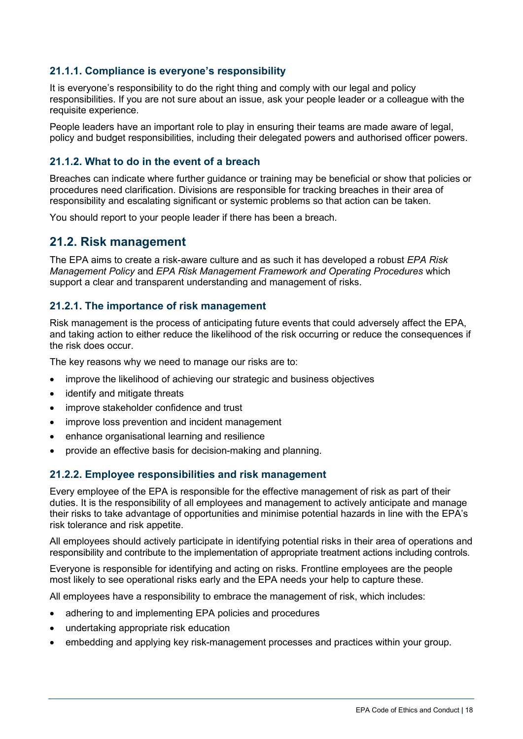### 21.1.1. Compliance is everyone's responsibility

It is everyone's responsibility to do the right thing and comply with our legal and policy responsibilities. If you are not sure about an issue, ask your people leader or a colleague with the requisite experience.

People leaders have an important role to play in ensuring their teams are made aware of legal, policy and budget responsibilities, including their delegated powers and authorised officer powers.

### 21.1.2. What to do in the event of a breach

Breaches can indicate where further guidance or training may be beneficial or show that policies or procedures need clarification. Divisions are responsible for tracking breaches in their area of responsibility and escalating significant or systemic problems so that action can be taken.

You should report to your people leader if there has been a breach.

## 21.2. Risk management

The EPA aims to create a risk-aware culture and as such it has developed a robust *EPA Risk Management Policy* and *EPA Risk Management Framework and Operating Procedures* which support a clear and transparent understanding and management of risks.

### 21.2.1. The importance of risk management

Risk management is the process of anticipating future events that could adversely affect the EPA, and taking action to either reduce the likelihood of the risk occurring or reduce the consequences if the risk does occur.

The key reasons why we need to manage our risks are to:

- improve the likelihood of achieving our strategic and business objectives
- identify and mitigate threats
- improve stakeholder confidence and trust
- improve loss prevention and incident management
- enhance organisational learning and resilience
- provide an effective basis for decision-making and planning.

### 21.2.2. Employee responsibilities and risk management

Every employee of the EPA is responsible for the effective management of risk as part of their duties. It is the responsibility of all employees and management to actively anticipate and manage their risks to take advantage of opportunities and minimise potential hazards in line with the EPA's risk tolerance and risk appetite.

All employees should actively participate in identifying potential risks in their area of operations and responsibility and contribute to the implementation of appropriate treatment actions including controls.

Everyone is responsible for identifying and acting on risks. Frontline employees are the people most likely to see operational risks early and the EPA needs your help to capture these.

All employees have a responsibility to embrace the management of risk, which includes:

- adhering to and implementing EPA policies and procedures
- undertaking appropriate risk education
- embedding and applying key risk-management processes and practices within your group.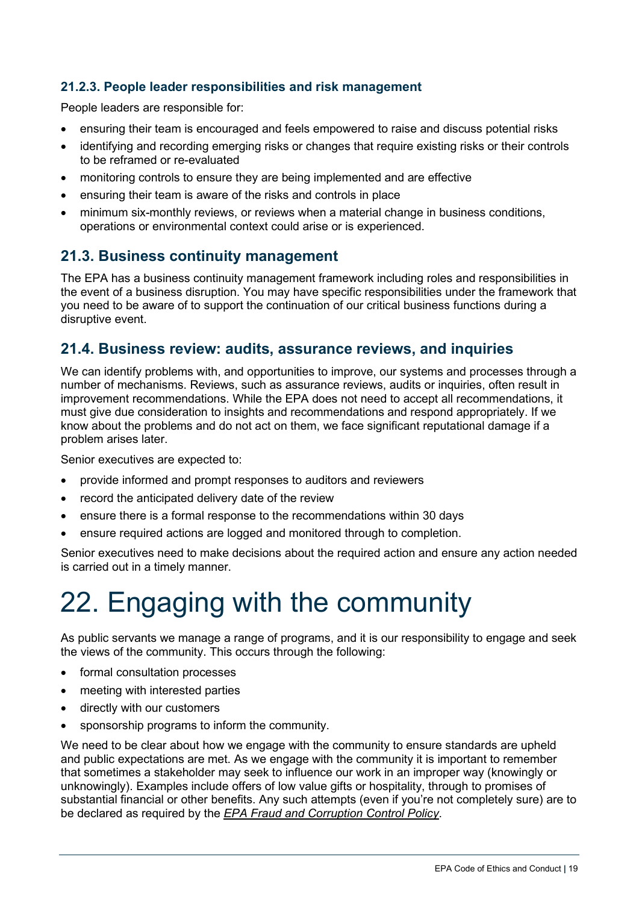### 21.2.3. People leader responsibilities and risk management

People leaders are responsible for:

- ensuring their team is encouraged and feels empowered to raise and discuss potential risks
- identifying and recording emerging risks or changes that require existing risks or their controls to be reframed or re-evaluated
- monitoring controls to ensure they are being implemented and are effective
- ensuring their team is aware of the risks and controls in place
- minimum six-monthly reviews, or reviews when a material change in business conditions, operations or environmental context could arise or is experienced.

## 21.3. Business continuity management

The EPA has a business continuity management framework including roles and responsibilities in the event of a business disruption. You may have specific responsibilities under the framework that you need to be aware of to support the continuation of our critical business functions during a disruptive event.

## 21.4. Business review: audits, assurance reviews, and inquiries

We can identify problems with, and opportunities to improve, our systems and processes through a number of mechanisms. Reviews, such as assurance reviews, audits or inquiries, often result in improvement recommendations. While the EPA does not need to accept all recommendations, it must give due consideration to insights and recommendations and respond appropriately. If we know about the problems and do not act on them, we face significant reputational damage if a problem arises later.

Senior executives are expected to:

- provide informed and prompt responses to auditors and reviewers
- record the anticipated delivery date of the review
- ensure there is a formal response to the recommendations within 30 days
- ensure required actions are logged and monitored through to completion.

Senior executives need to make decisions about the required action and ensure any action needed is carried out in a timely manner.

# 22. Engaging with the community

As public servants we manage a range of programs, and it is our responsibility to engage and seek the views of the community. This occurs through the following:

- formal consultation processes
- meeting with interested parties
- directly with our customers
- sponsorship programs to inform the community.

We need to be clear about how we engage with the community to ensure standards are upheld and public expectations are met. As we engage with the community it is important to remember that sometimes a stakeholder may seek to influence our work in an improper way (knowingly or unknowingly). Examples include offers of low value gifts or hospitality, through to promises of substantial financial or other benefits. Any such attempts (even if you're not completely sure) are to be declared as required by the *EPA Fraud and Corruption Control Policy*.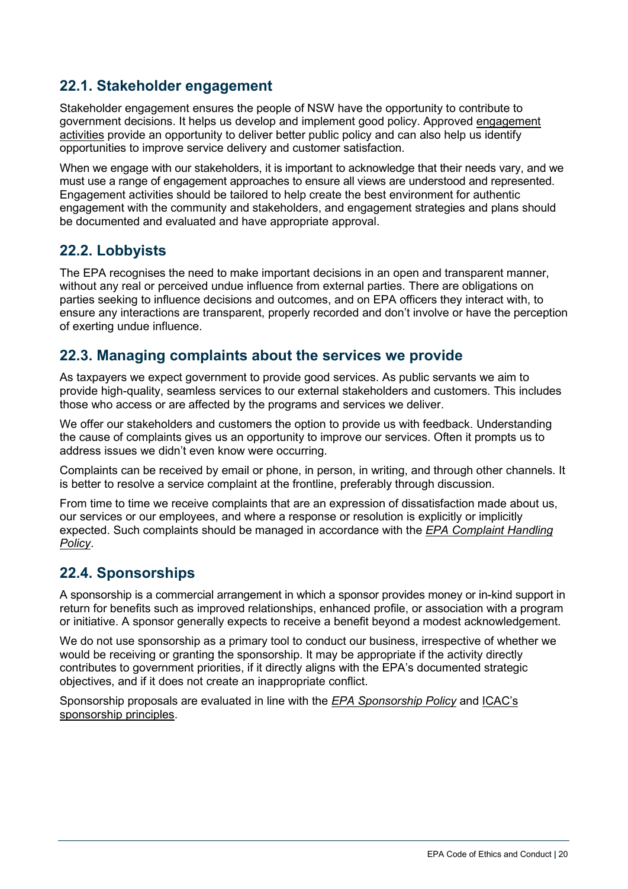## 22.1. Stakeholder engagement

Stakeholder engagement ensures the people of NSW have the opportunity to contribute to government decisions. It helps us develop and implement good policy. Approved engagement activities provide an opportunity to deliver better public policy and can also help us identify opportunities to improve service delivery and customer satisfaction.

When we engage with our stakeholders, it is important to acknowledge that their needs vary, and we must use a range of engagement approaches to ensure all views are understood and represented. Engagement activities should be tailored to help create the best environment for authentic engagement with the community and stakeholders, and engagement strategies and plans should be documented and evaluated and have appropriate approval.

## 22.2. Lobbyists

The EPA recognises the need to make important decisions in an open and transparent manner, without any real or perceived undue influence from external parties. There are obligations on parties seeking to influence decisions and outcomes, and on EPA officers they interact with, to ensure any interactions are transparent, properly recorded and don't involve or have the perception of exerting undue influence.

## 22.3. Managing complaints about the services we provide

As taxpayers we expect government to provide good services. As public servants we aim to provide high-quality, seamless services to our external stakeholders and customers. This includes those who access or are affected by the programs and services we deliver.

We offer our stakeholders and customers the option to provide us with feedback. Understanding the cause of complaints gives us an opportunity to improve our services. Often it prompts us to address issues we didn't even know were occurring.

Complaints can be received by email or phone, in person, in writing, and through other channels. It is better to resolve a service complaint at the frontline, preferably through discussion.

From time to time we receive complaints that are an expression of dissatisfaction made about us, our services or our employees, and where a response or resolution is explicitly or implicitly expected. Such complaints should be managed in accordance with the *EPA Complaint Handling Policy*.

## 22.4. Sponsorships

A sponsorship is a commercial arrangement in which a sponsor provides money or in-kind support in return for benefits such as improved relationships, enhanced profile, or association with a program or initiative. A sponsor generally expects to receive a benefit beyond a modest acknowledgement.

We do not use sponsorship as a primary tool to conduct our business, irrespective of whether we would be receiving or granting the sponsorship. It may be appropriate if the activity directly contributes to government priorities, if it directly aligns with the EPA's documented strategic objectives, and if it does not create an inappropriate conflict.

Sponsorship proposals are evaluated in line with the *EPA Sponsorship Policy* and ICAC's sponsorship principles.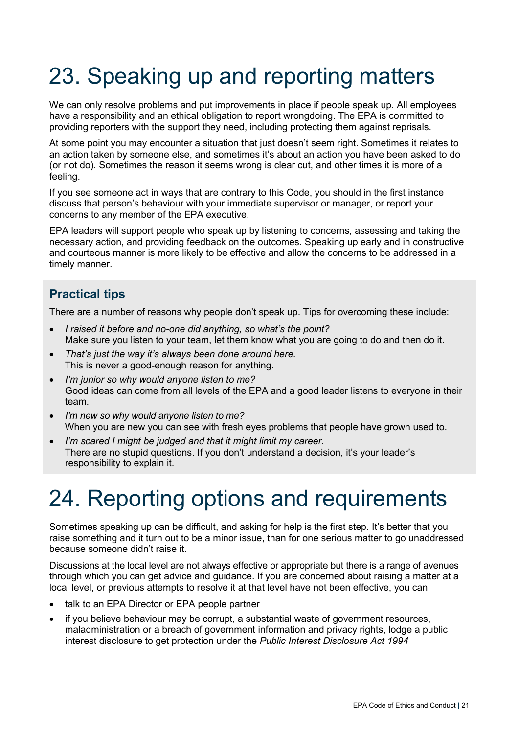# 23. Speaking up and reporting matters

We can only resolve problems and put improvements in place if people speak up. All employees have a responsibility and an ethical obligation to report wrongdoing. The EPA is committed to providing reporters with the support they need, including protecting them against reprisals.

At some point you may encounter a situation that just doesn't seem right. Sometimes it relates to an action taken by someone else, and sometimes it's about an action you have been asked to do (or not do). Sometimes the reason it seems wrong is clear cut, and other times it is more of a feeling.

If you see someone act in ways that are contrary to this Code, you should in the first instance discuss that person's behaviour with your immediate supervisor or manager, or report your concerns to any member of the EPA executive.

EPA leaders will support people who speak up by listening to concerns, assessing and taking the necessary action, and providing feedback on the outcomes. Speaking up early and in constructive and courteous manner is more likely to be effective and allow the concerns to be addressed in a timely manner.

## Practical tips

There are a number of reasons why people don't speak up. Tips for overcoming these include:

- *I raised it before and no-one did anything, so what's the point?*
  Make sure you listen to your team, let them know what you are going to do and then do it.
- *That's just the way it's always been done around here.*
  This is never a good-enough reason for anything.
- *I'm junior so why would anyone listen to me?*
  Good ideas can come from all levels of the EPA and a good leader listens to everyone in their team.
- *I'm new so why would anyone listen to me?*
  When you are new you can see with fresh eyes problems that people have grown used to.
- *I'm scared I might be judged and that it might limit my career.*
  There are no stupid questions. If you don't understand a decision, it's your leader's responsibility to explain it.

# 24. Reporting options and requirements

Sometimes speaking up can be difficult, and asking for help is the first step. It's better that you raise something and it turn out to be a minor issue, than for one serious matter to go unaddressed because someone didn't raise it.

Discussions at the local level are not always effective or appropriate but there is a range of avenues through which you can get advice and guidance. If you are concerned about raising a matter at a local level, or previous attempts to resolve it at that level have not been effective, you can:

- talk to an EPA Director or EPA people partner
- if you believe behaviour may be corrupt, a substantial waste of government resources, maladministration or a breach of government information and privacy rights, lodge a public interest disclosure to get protection under the *Public Interest Disclosure Act 1994*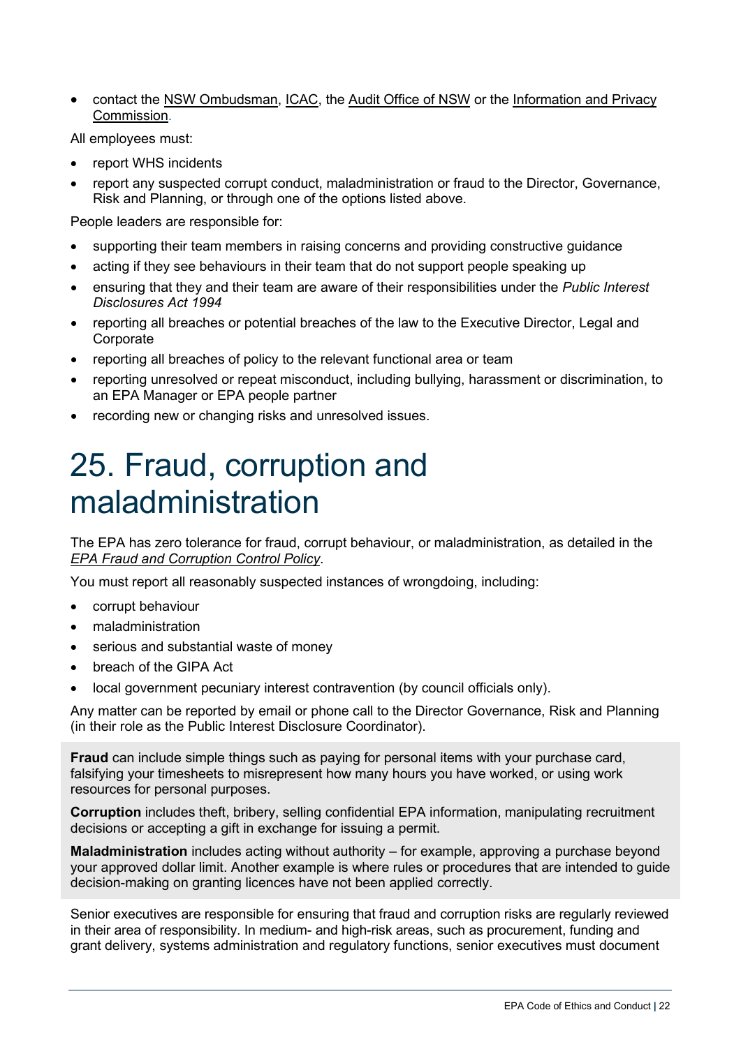- contact the NSW Ombudsman, ICAC, the Audit Office of NSW or the Information and Privacy Commission.

All employees must:

- report WHS incidents
- report any suspected corrupt conduct, maladministration or fraud to the Director, Governance, Risk and Planning, or through one of the options listed above.

People leaders are responsible for:

- supporting their team members in raising concerns and providing constructive guidance
- acting if they see behaviours in their team that do not support people speaking up
- ensuring that they and their team are aware of their responsibilities under the *Public Interest Disclosures Act 1994*
- reporting all breaches or potential breaches of the law to the Executive Director, Legal and Corporate
- reporting all breaches of policy to the relevant functional area or team
- reporting unresolved or repeat misconduct, including bullying, harassment or discrimination, to an EPA Manager or EPA people partner
- recording new or changing risks and unresolved issues.

# 25. Fraud, corruption and maladministration

The EPA has zero tolerance for fraud, corrupt behaviour, or maladministration, as detailed in the *EPA Fraud and Corruption Control Policy*.

You must report all reasonably suspected instances of wrongdoing, including:

- corrupt behaviour
- maladministration
- serious and substantial waste of money
- breach of the GIPA Act
- local government pecuniary interest contravention (by council officials only).

Any matter can be reported by email or phone call to the Director Governance, Risk and Planning (in their role as the Public Interest Disclosure Coordinator).

**Fraud** can include simple things such as paying for personal items with your purchase card, falsifying your timesheets to misrepresent how many hours you have worked, or using work resources for personal purposes.

**Corruption** includes theft, bribery, selling confidential EPA information, manipulating recruitment decisions or accepting a gift in exchange for issuing a permit.

**Maladministration** includes acting without authority – for example, approving a purchase beyond your approved dollar limit. Another example is where rules or procedures that are intended to guide decision-making on granting licences have not been applied correctly.

Senior executives are responsible for ensuring that fraud and corruption risks are regularly reviewed in their area of responsibility. In medium- and high-risk areas, such as procurement, funding and grant delivery, systems administration and regulatory functions, senior executives must document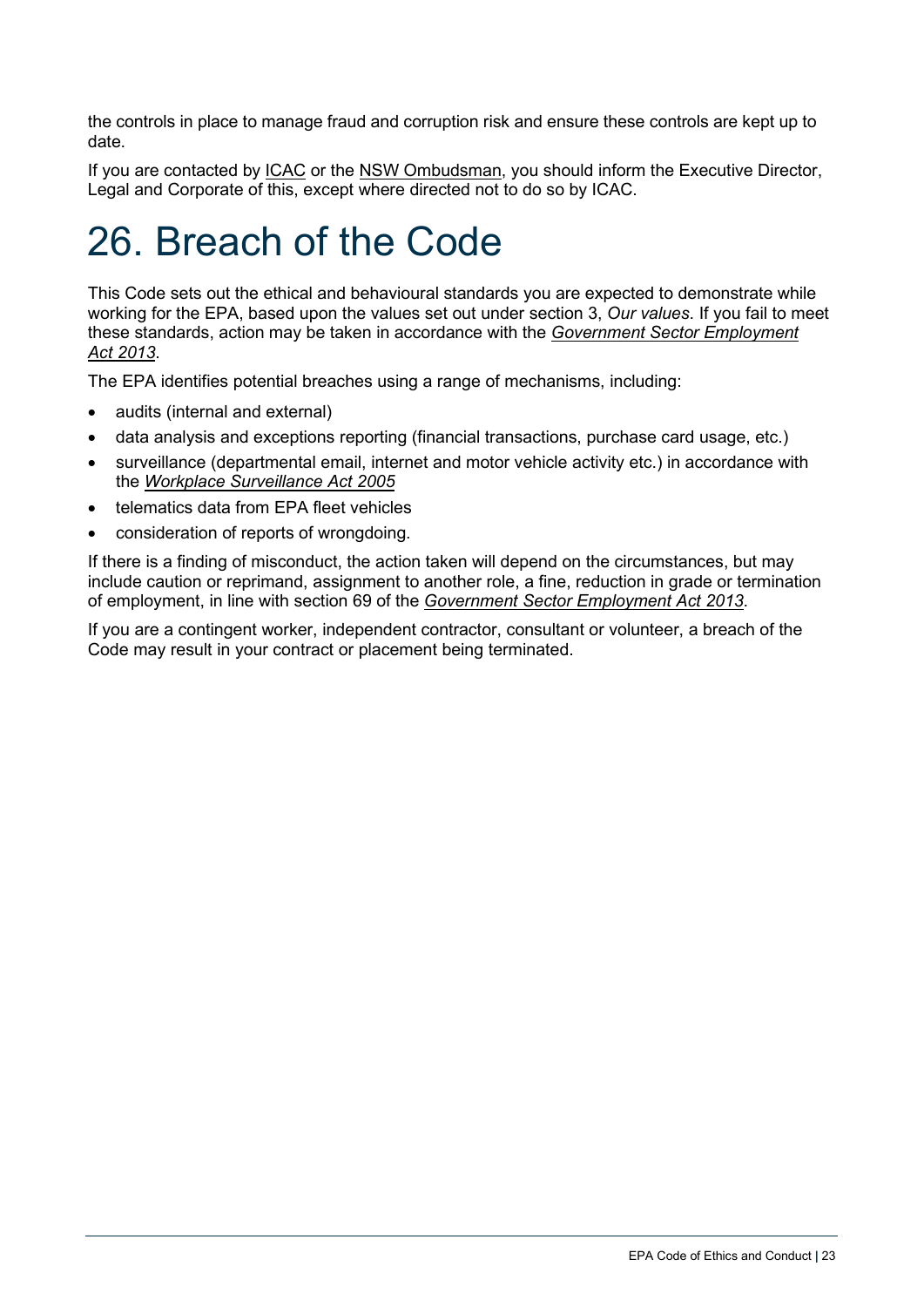the controls in place to manage fraud and corruption risk and ensure these controls are kept up to date.

If you are contacted by ICAC or the NSW Ombudsman, you should inform the Executive Director, Legal and Corporate of this, except where directed not to do so by ICAC.

# 26. Breach of the Code

This Code sets out the ethical and behavioural standards you are expected to demonstrate while working for the EPA, based upon the values set out under section 3, *Our values*. If you fail to meet these standards, action may be taken in accordance with the *Government Sector Employment Act 2013*.

The EPA identifies potential breaches using a range of mechanisms, including:

- audits (internal and external)
- data analysis and exceptions reporting (financial transactions, purchase card usage, etc.)
- surveillance (departmental email, internet and motor vehicle activity etc.) in accordance with the *Workplace Surveillance Act 2005*
- telematics data from EPA fleet vehicles
- consideration of reports of wrongdoing.

If there is a finding of misconduct, the action taken will depend on the circumstances, but may include caution or reprimand, assignment to another role, a fine, reduction in grade or termination of employment, in line with section 69 of the *Government Sector Employment Act 2013*.

If you are a contingent worker, independent contractor, consultant or volunteer, a breach of the Code may result in your contract or placement being terminated.